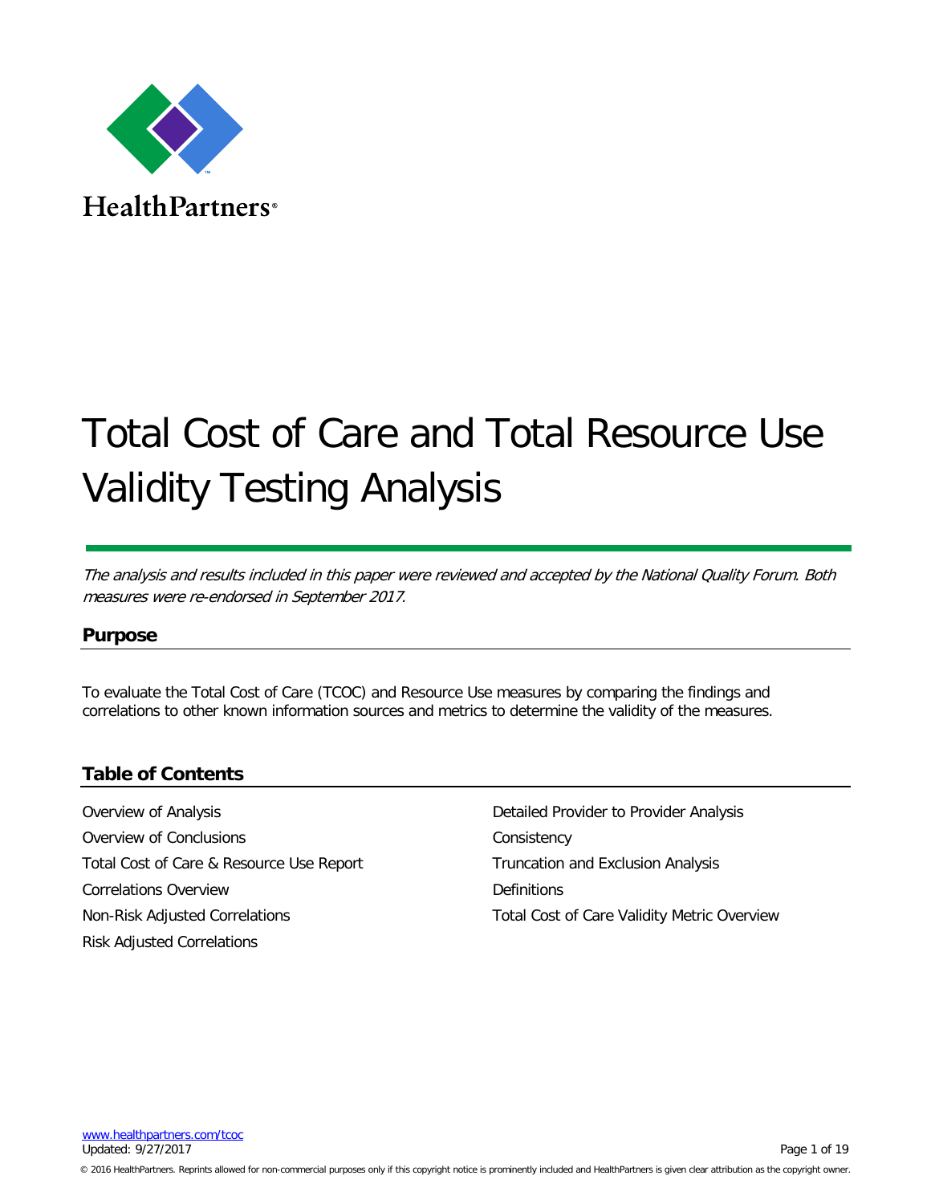HealthPartners®

# Total Cost of Care and Total Resource Use Validity Testing Analysis

*The analysis and results included in this paper were reviewed and accepted by the National Quality Forum. Both measures were re-endorsed in September 2017.*

## Purpose

To evaluate the Total Cost of Care (TCOC) and Resource Use measures by comparing the findings and correlations to other known information sources and metrics to determine the validity of the measures.

## Table of Contents

- Overview of Analysis
- Overview of Conclusions
- Total Cost of Care & Resource Use Report
- Correlations Overview
- Non-Risk Adjusted Correlations
- Risk Adjusted Correlations
- Detailed Provider to Provider Analysis
- Consistency
- Truncation and Exclusion Analysis
- Definitions
- Total Cost of Care Validity Metric Overview

www.healthpartners.com/tcoc
Updated: 9/27/2017

© 2016 HealthPartners. Reprints allowed for non-commercial purposes only if this copyright notice is prominently included and HealthPartners is given clear attribution as the copyright owner.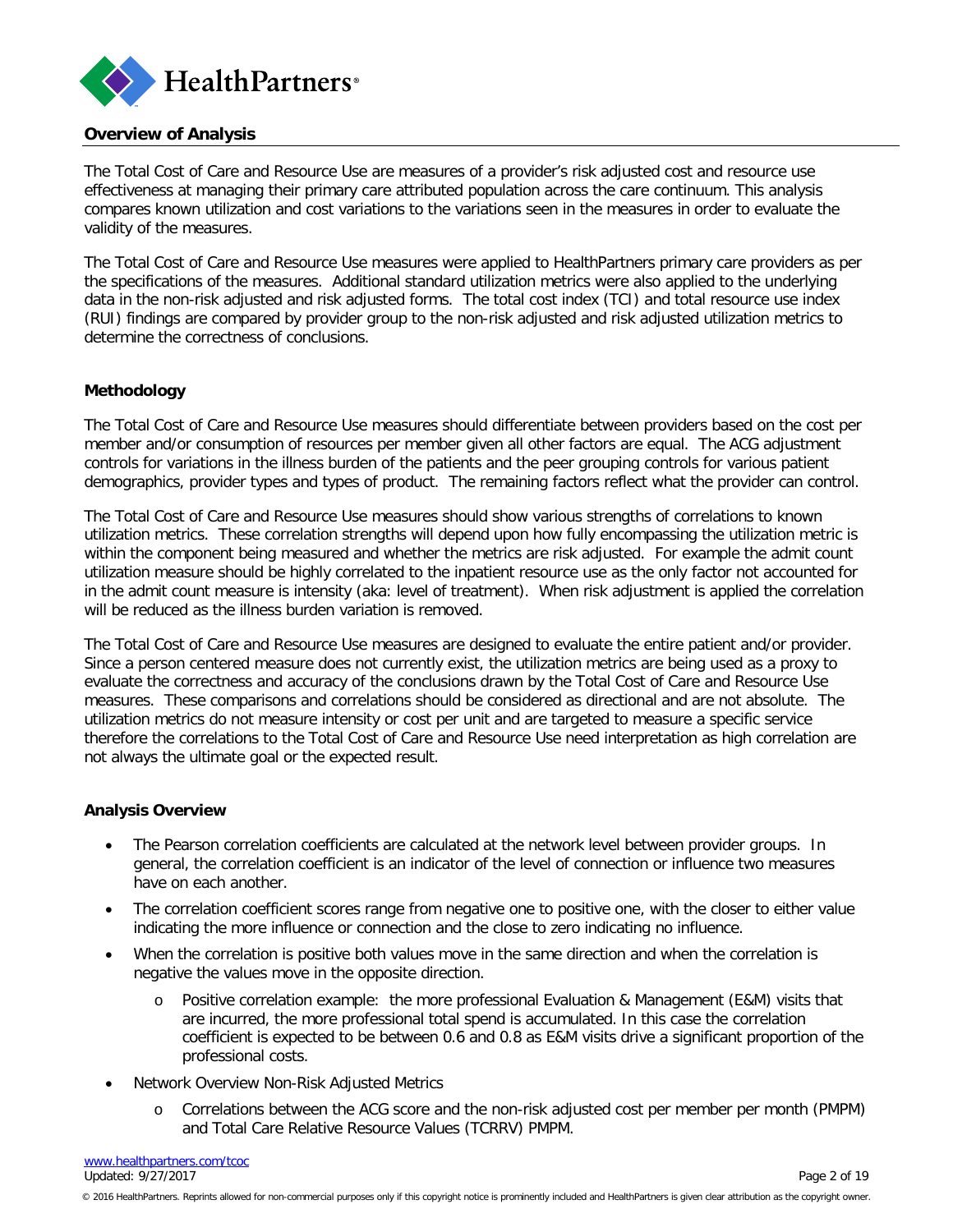## Overview of Analysis

The Total Cost of Care and Resource Use are measures of a provider's risk adjusted cost and resource use effectiveness at managing their primary care attributed population across the care continuum. This analysis compares known utilization and cost variations to the variations seen in the measures in order to evaluate the validity of the measures.

The Total Cost of Care and Resource Use measures were applied to HealthPartners primary care providers as per the specifications of the measures. Additional standard utilization metrics were also applied to the underlying data in the non-risk adjusted and risk adjusted forms. The total cost index (TCI) and total resource use index (RUI) findings are compared by provider group to the non-risk adjusted and risk adjusted utilization metrics to determine the correctness of conclusions.

## Methodology

The Total Cost of Care and Resource Use measures should differentiate between providers based on the cost per member and/or consumption of resources per member given all other factors are equal. The ACG adjustment controls for variations in the illness burden of the patients and the peer grouping controls for various patient demographics, provider types and types of product. The remaining factors reflect what the provider can control.

The Total Cost of Care and Resource Use measures should show various strengths of correlations to known utilization metrics. These correlation strengths will depend upon how fully encompassing the utilization metric is within the component being measured and whether the metrics are risk adjusted. For example the admit count utilization measure should be highly correlated to the inpatient resource use as the only factor not accounted for in the admit count measure is intensity (aka: level of treatment). When risk adjustment is applied the correlation will be reduced as the illness burden variation is removed.

The Total Cost of Care and Resource Use measures are designed to evaluate the entire patient and/or provider. Since a person centered measure does not currently exist, the utilization metrics are being used as a proxy to evaluate the correctness and accuracy of the conclusions drawn by the Total Cost of Care and Resource Use measures. These comparisons and correlations should be considered as directional and are not absolute. The utilization metrics do not measure intensity or cost per unit and are targeted to measure a specific service therefore the correlations to the Total Cost of Care and Resource Use need interpretation as high correlation are not always the ultimate goal or the expected result.

## Analysis Overview

- The Pearson correlation coefficients are calculated at the network level between provider groups. In general, the correlation coefficient is an indicator of the level of connection or influence two measures have on each another.
- The correlation coefficient scores range from negative one to positive one, with the closer to either value indicating the more influence or connection and the close to zero indicating no influence.
- When the correlation is positive both values move in the same direction and when the correlation is negative the values move in the opposite direction.
  - Positive correlation example: the more professional Evaluation & Management (E&M) visits that are incurred, the more professional total spend is accumulated. In this case the correlation coefficient is expected to be between 0.6 and 0.8 as E&M visits drive a significant proportion of the professional costs.
- Network Overview Non-Risk Adjusted Metrics
  - Correlations between the ACG score and the non-risk adjusted cost per member per month (PMPM) and Total Care Relative Resource Values (TCRRV) PMPM.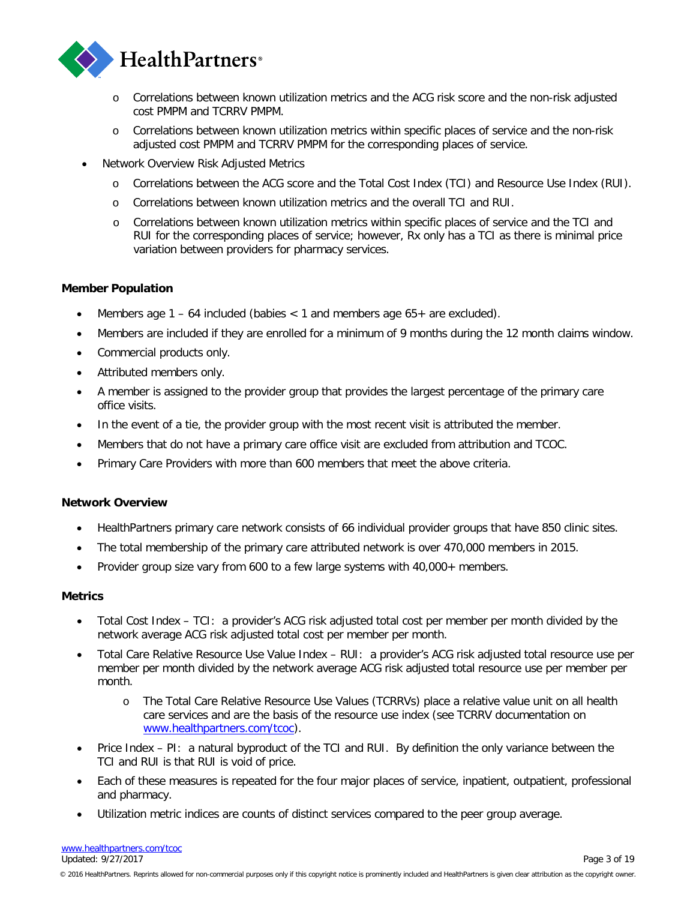- Correlations between known utilization metrics and the ACG risk score and the non-risk adjusted cost PMPM and TCRRV PMPM.
  - Correlations between known utilization metrics within specific places of service and the non-risk adjusted cost PMPM and TCRRV PMPM for the corresponding places of service.
- Network Overview Risk Adjusted Metrics
  - Correlations between the ACG score and the Total Cost Index (TCI) and Resource Use Index (RUI).
  - Correlations between known utilization metrics and the overall TCI and RUI.
  - Correlations between known utilization metrics within specific places of service and the TCI and RUI for the corresponding places of service; however, Rx only has a TCI as there is minimal price variation between providers for pharmacy services.

**Member Population**

- Members age 1 – 64 included (babies < 1 and members age 65+ are excluded).
- Members are included if they are enrolled for a minimum of 9 months during the 12 month claims window.
- Commercial products only.
- Attributed members only.
- A member is assigned to the provider group that provides the largest percentage of the primary care office visits.
- In the event of a tie, the provider group with the most recent visit is attributed the member.
- Members that do not have a primary care office visit are excluded from attribution and TCOC.
- Primary Care Providers with more than 600 members that meet the above criteria.

**Network Overview**

- HealthPartners primary care network consists of 66 individual provider groups that have 850 clinic sites.
- The total membership of the primary care attributed network is over 470,000 members in 2015.
- Provider group size vary from 600 to a few large systems with 40,000+ members.

**Metrics**

- Total Cost Index – TCI: a provider's ACG risk adjusted total cost per member per month divided by the network average ACG risk adjusted total cost per member per month.
- Total Care Relative Resource Use Value Index – RUI: a provider's ACG risk adjusted total resource use per member per month divided by the network average ACG risk adjusted total resource use per member per month.
  - The Total Care Relative Resource Use Values (TCRRVs) place a relative value unit on all health care services and are the basis of the resource use index (see TCRRV documentation on www.healthpartners.com/tcoc).
- Price Index – PI: a natural byproduct of the TCI and RUI. By definition the only variance between the TCI and RUI is that RUI is void of price.
- Each of these measures is repeated for the four major places of service, inpatient, outpatient, professional and pharmacy.
- Utilization metric indices are counts of distinct services compared to the peer group average.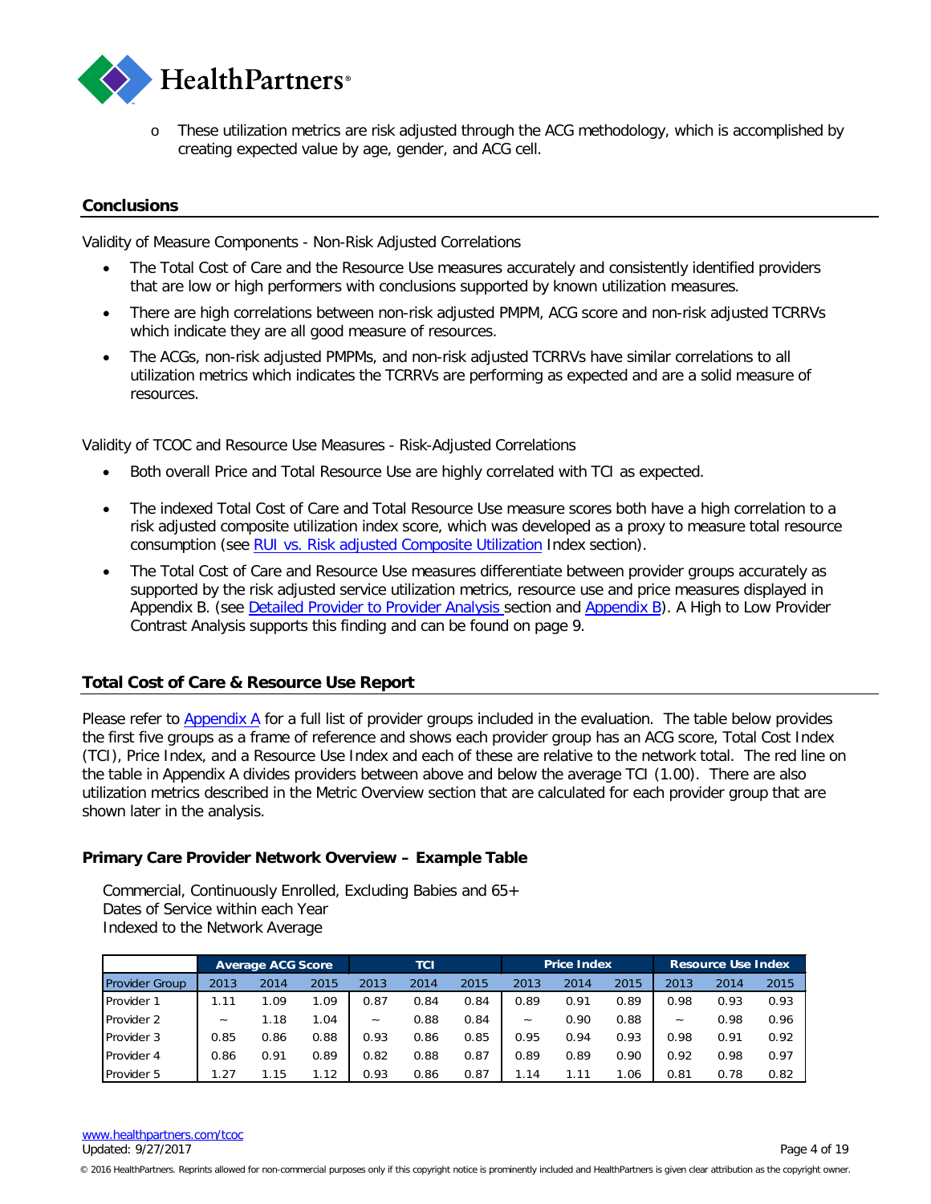- These utilization metrics are risk adjusted through the ACG methodology, which is accomplished by creating expected value by age, gender, and ACG cell.

## Conclusions

Validity of Measure Components - Non-Risk Adjusted Correlations

- The Total Cost of Care and the Resource Use measures accurately and consistently identified providers that are low or high performers with conclusions supported by known utilization measures.
- There are high correlations between non-risk adjusted PMPM, ACG score and non-risk adjusted TCRRVs which indicate they are all good measure of resources.
- The ACGs, non-risk adjusted PMPMs, and non-risk adjusted TCRRVs have similar correlations to all utilization metrics which indicates the TCRRVs are performing as expected and are a solid measure of resources.

Validity of TCOC and Resource Use Measures - Risk-Adjusted Correlations

- Both overall Price and Total Resource Use are highly correlated with TCI as expected.
- The indexed Total Cost of Care and Total Resource Use measure scores both have a high correlation to a risk adjusted composite utilization index score, which was developed as a proxy to measure total resource consumption (see RUI vs. Risk adjusted Composite Utilization Index section).
- The Total Cost of Care and Resource Use measures differentiate between provider groups accurately as supported by the risk adjusted service utilization metrics, resource use and price measures displayed in Appendix B. (see Detailed Provider to Provider Analysis section and Appendix B). A High to Low Provider Contrast Analysis supports this finding and can be found on page 9.

## Total Cost of Care & Resource Use Report

Please refer to Appendix A for a full list of provider groups included in the evaluation. The table below provides the first five groups as a frame of reference and shows each provider group has an ACG score, Total Cost Index (TCI), Price Index, and a Resource Use Index and each of these are relative to the network total. The red line on the table in Appendix A divides providers between above and below the average TCI (1.00). There are also utilization metrics described in the Metric Overview section that are calculated for each provider group that are shown later in the analysis.

### Primary Care Provider Network Overview – Example Table

Commercial, Continuously Enrolled, Excluding Babies and 65+
Dates of Service within each Year
Indexed to the Network Average

| | Average ACG Score | | | TCI | | | Price Index | | | Resource Use Index | | |
|---|---|---|---|---|---|---|---|---|---|---|---|---|
| Provider Group | 2013 | 2014 | 2015 | 2013 | 2014 | 2015 | 2013 | 2014 | 2015 | 2013 | 2014 | 2015 |
| Provider 1 | 1.11 | 1.09 | 1.09 | 0.87 | 0.84 | 0.84 | 0.89 | 0.91 | 0.89 | 0.98 | 0.93 | 0.93 |
| Provider 2 | ~ | 1.18 | 1.04 | ~ | 0.88 | 0.84 | ~ | 0.90 | 0.88 | ~ | 0.98 | 0.96 |
| Provider 3 | 0.85 | 0.86 | 0.88 | 0.93 | 0.86 | 0.85 | 0.95 | 0.94 | 0.93 | 0.98 | 0.91 | 0.92 |
| Provider 4 | 0.86 | 0.91 | 0.89 | 0.82 | 0.88 | 0.87 | 0.89 | 0.89 | 0.90 | 0.92 | 0.98 | 0.97 |
| Provider 5 | 1.27 | 1.15 | 1.12 | 0.93 | 0.86 | 0.87 | 1.14 | 1.11 | 1.06 | 0.81 | 0.78 | 0.82 |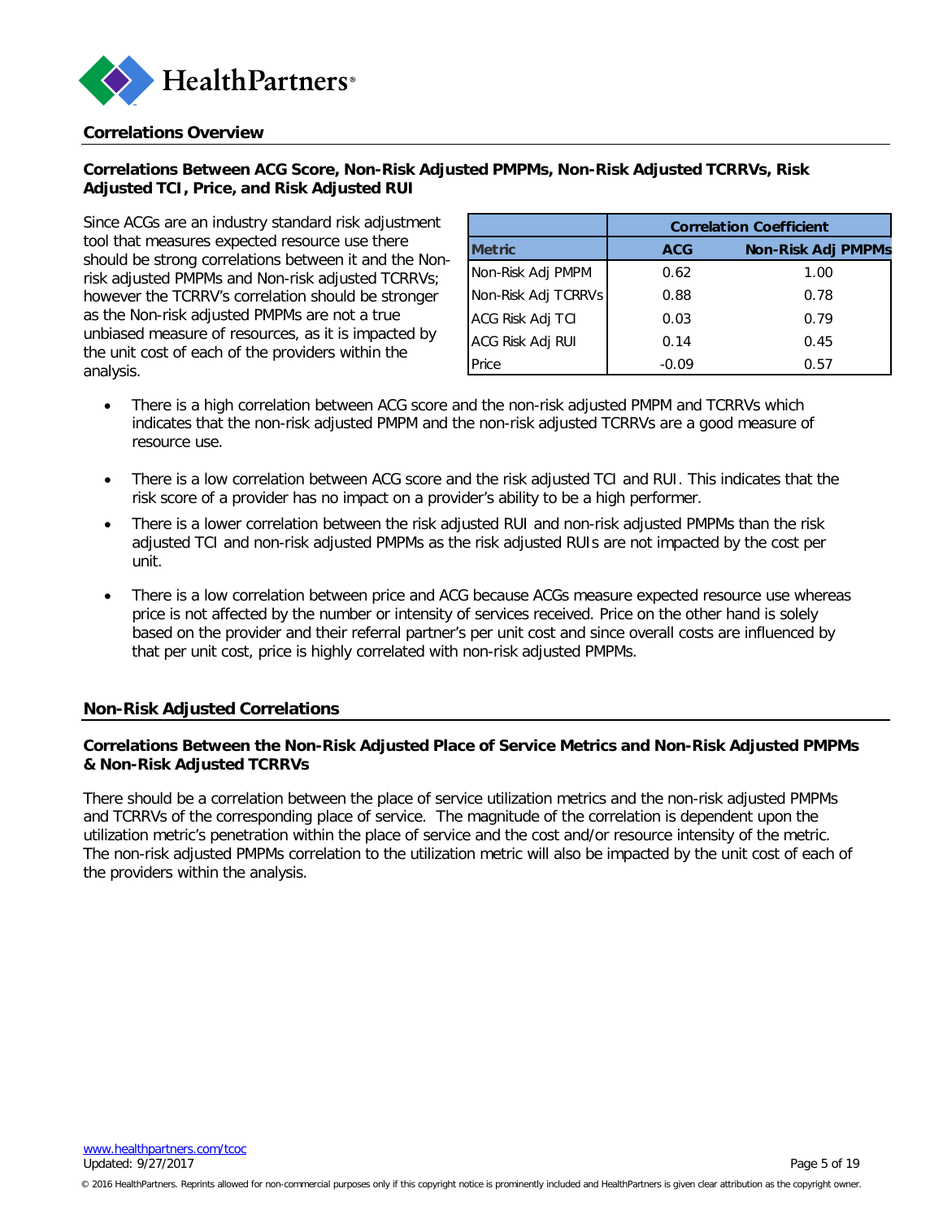## Correlations Overview

### Correlations Between ACG Score, Non-Risk Adjusted PMPMs, Non-Risk Adjusted TCRRVs, Risk Adjusted TCI, Price, and Risk Adjusted RUI

Since ACGs are an industry standard risk adjustment tool that measures expected resource use there should be strong correlations between it and the Non-risk adjusted PMPMs and Non-risk adjusted TCRRVs; however the TCRRV's correlation should be stronger as the Non-risk adjusted PMPMs are not a true unbiased measure of resources, as it is impacted by the unit cost of each of the providers within the analysis.

| | Correlation Coefficient | |
|---|---|---|
| **Metric** | **ACG** | **Non-Risk Adj PMPMs** |
| Non-Risk Adj PMPM | 0.62 | 1.00 |
| Non-Risk Adj TCRRVs | 0.88 | 0.78 |
| ACG Risk Adj TCI | 0.03 | 0.79 |
| ACG Risk Adj RUI | 0.14 | 0.45 |
| Price | -0.09 | 0.57 |

- There is a high correlation between ACG score and the non-risk adjusted PMPM and TCRRVs which indicates that the non-risk adjusted PMPM and the non-risk adjusted TCRRVs are a good measure of resource use.
- There is a low correlation between ACG score and the risk adjusted TCI and RUI. This indicates that the risk score of a provider has no impact on a provider's ability to be a high performer.
- There is a lower correlation between the risk adjusted RUI and non-risk adjusted PMPMs than the risk adjusted TCI and non-risk adjusted PMPMs as the risk adjusted RUIs are not impacted by the cost per unit.
- There is a low correlation between price and ACG because ACGs measure expected resource use whereas price is not affected by the number or intensity of services received. Price on the other hand is solely based on the provider and their referral partner's per unit cost and since overall costs are influenced by that per unit cost, price is highly correlated with non-risk adjusted PMPMs.

## Non-Risk Adjusted Correlations

### Correlations Between the Non-Risk Adjusted Place of Service Metrics and Non-Risk Adjusted PMPMs & Non-Risk Adjusted TCRRVs

There should be a correlation between the place of service utilization metrics and the non-risk adjusted PMPMs and TCRRVs of the corresponding place of service. The magnitude of the correlation is dependent upon the utilization metric's penetration within the place of service and the cost and/or resource intensity of the metric. The non-risk adjusted PMPMs correlation to the utilization metric will also be impacted by the unit cost of each of the providers within the analysis.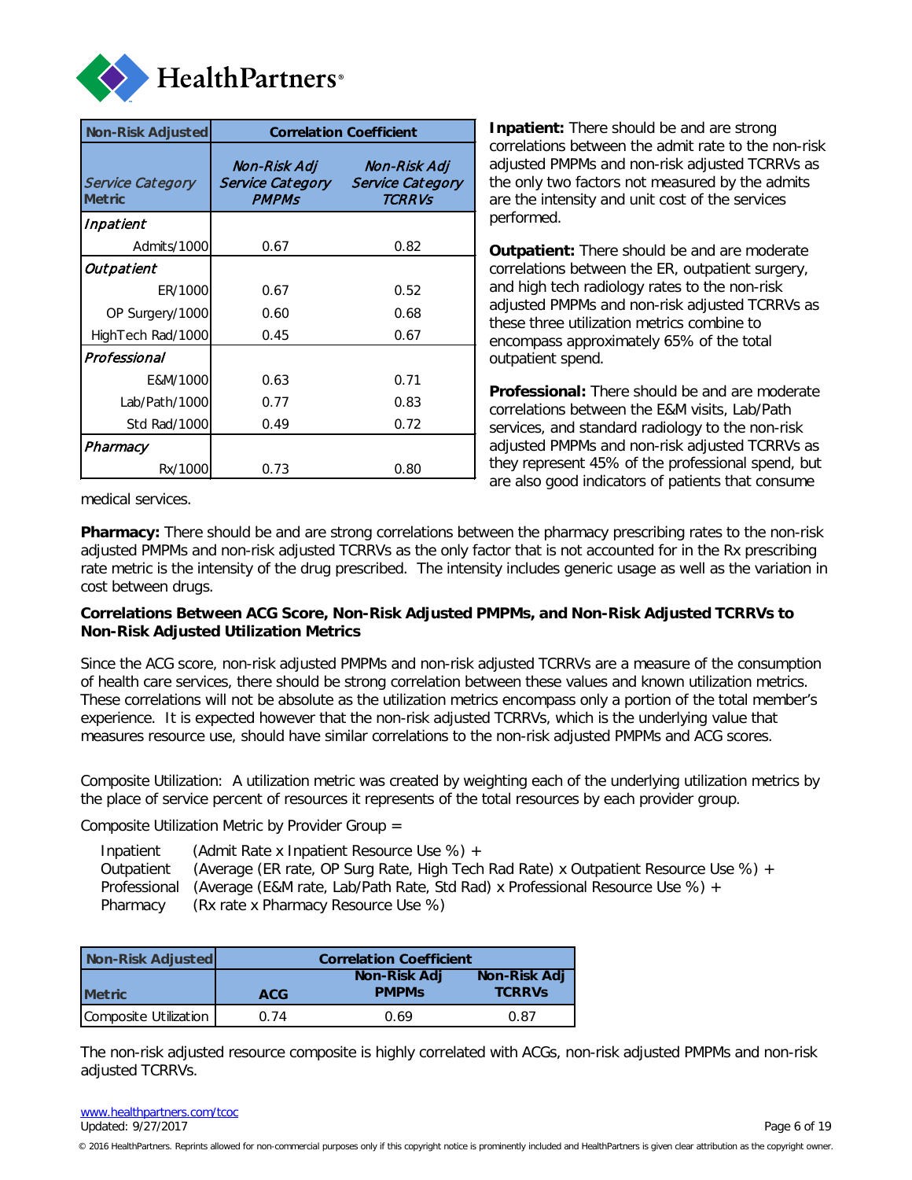| Non-Risk Adjusted | Correlation Coefficient | |
|---|---|---|
| *Service Category* **Metric** | *Non-Risk Adj Service Category PMPMs* | *Non-Risk Adj Service Category TCRRVs* |
| ***Inpatient*** | | |
| Admits/1000 | 0.67 | 0.82 |
| ***Outpatient*** | | |
| ER/1000 | 0.67 | 0.52 |
| OP Surgery/1000 | 0.60 | 0.68 |
| HighTech Rad/1000 | 0.45 | 0.67 |
| ***Professional*** | | |
| E&M/1000 | 0.63 | 0.71 |
| Lab/Path/1000 | 0.77 | 0.83 |
| Std Rad/1000 | 0.49 | 0.72 |
| ***Pharmacy*** | | |
| Rx/1000 | 0.73 | 0.80 |

**Inpatient:** There should be and are strong correlations between the admit rate to the non-risk adjusted PMPMs and non-risk adjusted TCRRVs as the only two factors not measured by the admits are the intensity and unit cost of the services performed.

**Outpatient:** There should be and are moderate correlations between the ER, outpatient surgery, and high tech radiology rates to the non-risk adjusted PMPMs and non-risk adjusted TCRRVs as these three utilization metrics combine to encompass approximately 65% of the total outpatient spend.

**Professional:** There should be and are moderate correlations between the E&M visits, Lab/Path services, and standard radiology to the non-risk adjusted PMPMs and non-risk adjusted TCRRVs as they represent 45% of the professional spend, but are also good indicators of patients that consume medical services.

**Pharmacy:** There should be and are strong correlations between the pharmacy prescribing rates to the non-risk adjusted PMPMs and non-risk adjusted TCRRVs as the only factor that is not accounted for in the Rx prescribing rate metric is the intensity of the drug prescribed. The intensity includes generic usage as well as the variation in cost between drugs.

**Correlations Between ACG Score, Non-Risk Adjusted PMPMs, and Non-Risk Adjusted TCRRVs to Non-Risk Adjusted Utilization Metrics**

Since the ACG score, non-risk adjusted PMPMs and non-risk adjusted TCRRVs are a measure of the consumption of health care services, there should be strong correlation between these values and known utilization metrics. These correlations will not be absolute as the utilization metrics encompass only a portion of the total member's experience. It is expected however that the non-risk adjusted TCRRVs, which is the underlying value that measures resource use, should have similar correlations to the non-risk adjusted PMPMs and ACG scores.

Composite Utilization: A utilization metric was created by weighting each of the underlying utilization metrics by the place of service percent of resources it represents of the total resources by each provider group.

Composite Utilization Metric by Provider Group =

- Inpatient (Admit Rate x Inpatient Resource Use %) +
- Outpatient (Average (ER rate, OP Surg Rate, High Tech Rad Rate) x Outpatient Resource Use %) +
- Professional (Average (E&M rate, Lab/Path Rate, Std Rad) x Professional Resource Use %) +
- Pharmacy (Rx rate x Pharmacy Resource Use %)

| Non-Risk Adjusted | Correlation Coefficient | | |
|---|---|---|---|
| **Metric** | **ACG** | **Non-Risk Adj PMPMs** | **Non-Risk Adj TCRRVs** |
| Composite Utilization | 0.74 | 0.69 | 0.87 |

The non-risk adjusted resource composite is highly correlated with ACGs, non-risk adjusted PMPMs and non-risk adjusted TCRRVs.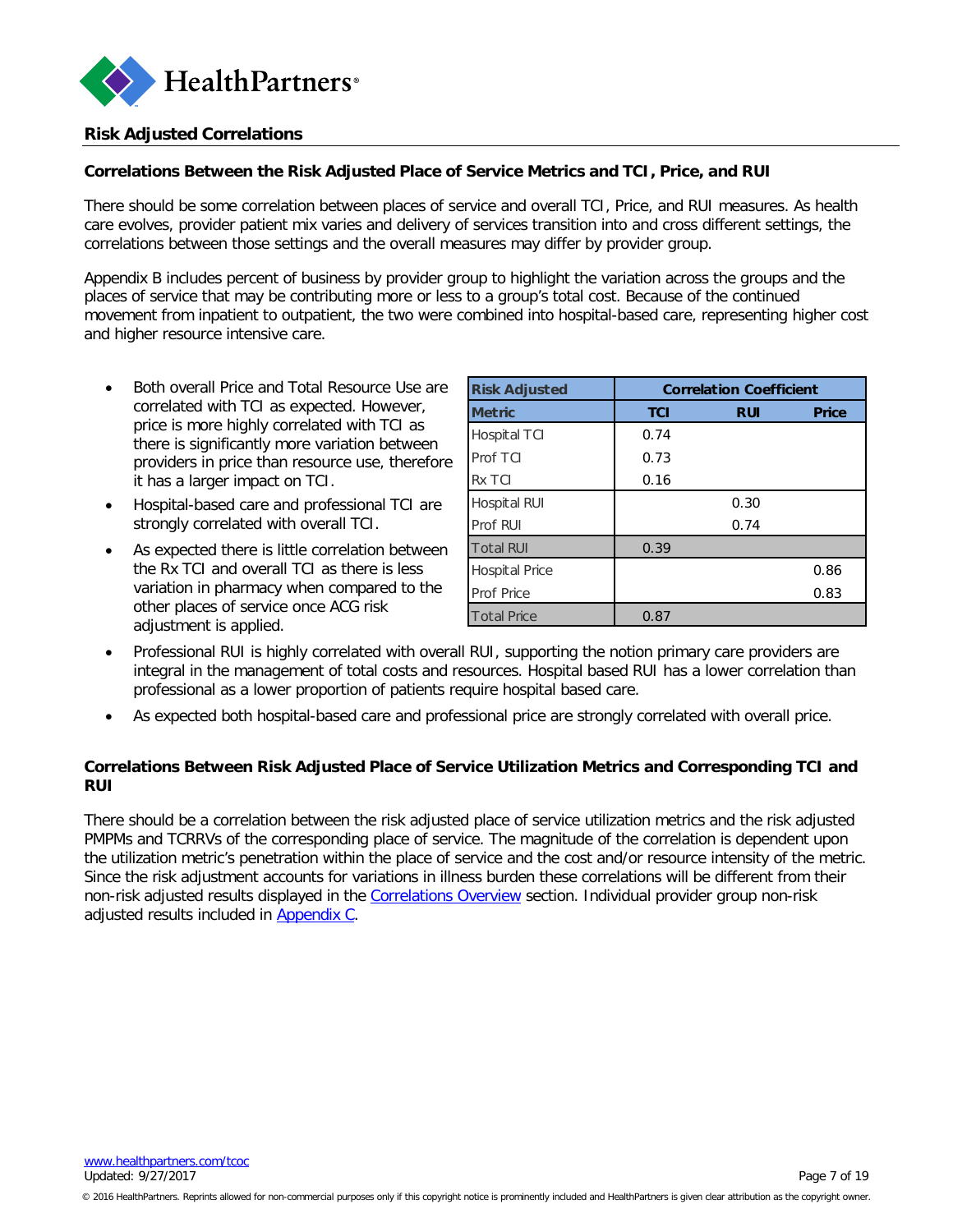## Risk Adjusted Correlations

### Correlations Between the Risk Adjusted Place of Service Metrics and TCI, Price, and RUI

There should be some correlation between places of service and overall TCI, Price, and RUI measures. As health care evolves, provider patient mix varies and delivery of services transition into and cross different settings, the correlations between those settings and the overall measures may differ by provider group.

Appendix B includes percent of business by provider group to highlight the variation across the groups and the places of service that may be contributing more or less to a group's total cost. Because of the continued movement from inpatient to outpatient, the two were combined into hospital-based care, representing higher cost and higher resource intensive care.

| Risk Adjusted | Correlation Coefficient | | |
|---|---|---|---|
| Metric | TCI | RUI | Price |
| Hospital TCI | 0.74 | | |
| Prof TCI | 0.73 | | |
| Rx TCI | 0.16 | | |
| Hospital RUI | | 0.30 | |
| Prof RUI | | 0.74 | |
| Total RUI | 0.39 | | |
| Hospital Price | | | 0.86 |
| Prof Price | | | 0.83 |
| Total Price | 0.87 | | |

- Both overall Price and Total Resource Use are correlated with TCI as expected. However, price is more highly correlated with TCI as there is significantly more variation between providers in price than resource use, therefore it has a larger impact on TCI.
- Hospital-based care and professional TCI are strongly correlated with overall TCI.
- As expected there is little correlation between the Rx TCI and overall TCI as there is less variation in pharmacy when compared to the other places of service once ACG risk adjustment is applied.
- Professional RUI is highly correlated with overall RUI, supporting the notion primary care providers are integral in the management of total costs and resources. Hospital based RUI has a lower correlation than professional as a lower proportion of patients require hospital based care.
- As expected both hospital-based care and professional price are strongly correlated with overall price.

### Correlations Between Risk Adjusted Place of Service Utilization Metrics and Corresponding TCI and RUI

There should be a correlation between the risk adjusted place of service utilization metrics and the risk adjusted PMPMs and TCRRVs of the corresponding place of service. The magnitude of the correlation is dependent upon the utilization metric's penetration within the place of service and the cost and/or resource intensity of the metric. Since the risk adjustment accounts for variations in illness burden these correlations will be different from their non-risk adjusted results displayed in the Correlations Overview section. Individual provider group non-risk adjusted results included in Appendix C.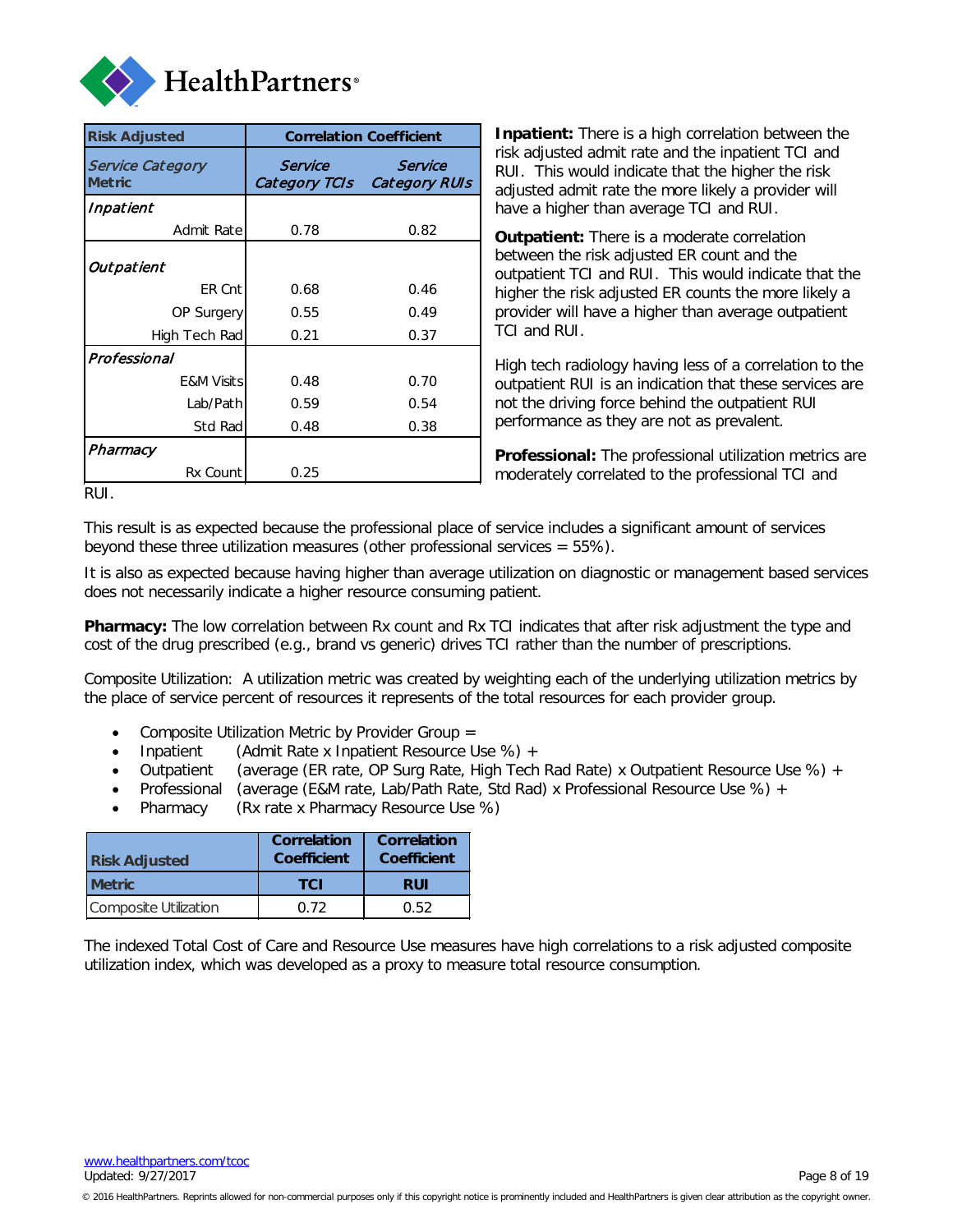| Risk Adjusted | Correlation Coefficient | |
|---|---|---|
| *Service Category* **Metric** | *Service Category TCIs* | *Service Category RUIs* |
| ***Inpatient*** | | |
| Admit Rate | 0.78 | 0.82 |
| ***Outpatient*** | | |
| ER Cnt | 0.68 | 0.46 |
| OP Surgery | 0.55 | 0.49 |
| High Tech Rad | 0.21 | 0.37 |
| ***Professional*** | | |
| E&M Visits | 0.48 | 0.70 |
| Lab/Path | 0.59 | 0.54 |
| Std Rad | 0.48 | 0.38 |
| ***Pharmacy*** | | |
| Rx Count | 0.25 | |

**Inpatient:** There is a high correlation between the risk adjusted admit rate and the inpatient TCI and RUI. This would indicate that the higher the risk adjusted admit rate the more likely a provider will have a higher than average TCI and RUI.

**Outpatient:** There is a moderate correlation between the risk adjusted ER count and the outpatient TCI and RUI. This would indicate that the higher the risk adjusted ER counts the more likely a provider will have a higher than average outpatient TCI and RUI.

High tech radiology having less of a correlation to the outpatient RUI is an indication that these services are not the driving force behind the outpatient RUI performance as they are not as prevalent.

**Professional:** The professional utilization metrics are moderately correlated to the professional TCI and RUI.

This result is as expected because the professional place of service includes a significant amount of services beyond these three utilization measures (other professional services = 55%).

It is also as expected because having higher than average utilization on diagnostic or management based services does not necessarily indicate a higher resource consuming patient.

**Pharmacy:** The low correlation between Rx count and Rx TCI indicates that after risk adjustment the type and cost of the drug prescribed (e.g., brand vs generic) drives TCI rather than the number of prescriptions.

Composite Utilization: A utilization metric was created by weighting each of the underlying utilization metrics by the place of service percent of resources it represents of the total resources for each provider group.

- Composite Utilization Metric by Provider Group =
- Inpatient (Admit Rate x Inpatient Resource Use %) +
- Outpatient (average (ER rate, OP Surg Rate, High Tech Rad Rate) x Outpatient Resource Use %) +
- Professional (average (E&M rate, Lab/Path Rate, Std Rad) x Professional Resource Use %) +
- Pharmacy (Rx rate x Pharmacy Resource Use %)

| Risk Adjusted | Correlation Coefficient | Correlation Coefficient |
|---|---|---|
| **Metric** | **TCI** | **RUI** |
| Composite Utilization | 0.72 | 0.52 |

The indexed Total Cost of Care and Resource Use measures have high correlations to a risk adjusted composite utilization index, which was developed as a proxy to measure total resource consumption.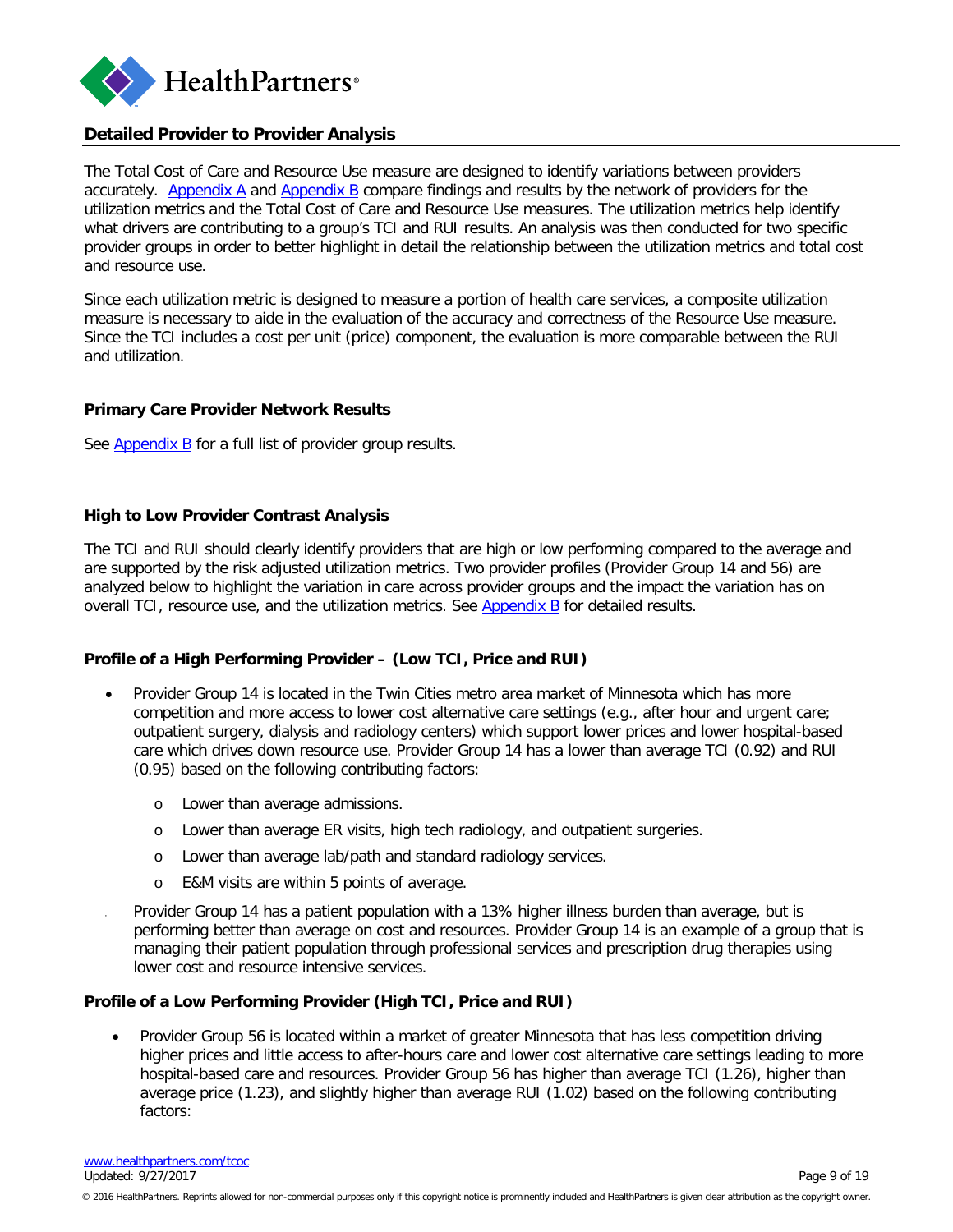## Detailed Provider to Provider Analysis

The Total Cost of Care and Resource Use measure are designed to identify variations between providers accurately. [Appendix A] and [Appendix B] compare findings and results by the network of providers for the utilization metrics and the Total Cost of Care and Resource Use measures. The utilization metrics help identify what drivers are contributing to a group's TCI and RUI results. An analysis was then conducted for two specific provider groups in order to better highlight in detail the relationship between the utilization metrics and total cost and resource use.

Since each utilization metric is designed to measure a portion of health care services, a composite utilization measure is necessary to aide in the evaluation of the accuracy and correctness of the Resource Use measure. Since the TCI includes a cost per unit (price) component, the evaluation is more comparable between the RUI and utilization.

### Primary Care Provider Network Results

See [Appendix B] for a full list of provider group results.

### High to Low Provider Contrast Analysis

The TCI and RUI should clearly identify providers that are high or low performing compared to the average and are supported by the risk adjusted utilization metrics. Two provider profiles (Provider Group 14 and 56) are analyzed below to highlight the variation in care across provider groups and the impact the variation has on overall TCI, resource use, and the utilization metrics. See [Appendix B] for detailed results.

### Profile of a High Performing Provider – (Low TCI, Price and RUI)

- Provider Group 14 is located in the Twin Cities metro area market of Minnesota which has more competition and more access to lower cost alternative care settings (e.g., after hour and urgent care; outpatient surgery, dialysis and radiology centers) which support lower prices and lower hospital-based care which drives down resource use. Provider Group 14 has a lower than average TCI (0.92) and RUI (0.95) based on the following contributing factors:
  - Lower than average admissions.
  - Lower than average ER visits, high tech radiology, and outpatient surgeries.
  - Lower than average lab/path and standard radiology services.
  - E&M visits are within 5 points of average.
- Provider Group 14 has a patient population with a 13% higher illness burden than average, but is performing better than average on cost and resources. Provider Group 14 is an example of a group that is managing their patient population through professional services and prescription drug therapies using lower cost and resource intensive services.

### Profile of a Low Performing Provider (High TCI, Price and RUI)

- Provider Group 56 is located within a market of greater Minnesota that has less competition driving higher prices and little access to after-hours care and lower cost alternative care settings leading to more hospital-based care and resources. Provider Group 56 has higher than average TCI (1.26), higher than average price (1.23), and slightly higher than average RUI (1.02) based on the following contributing factors: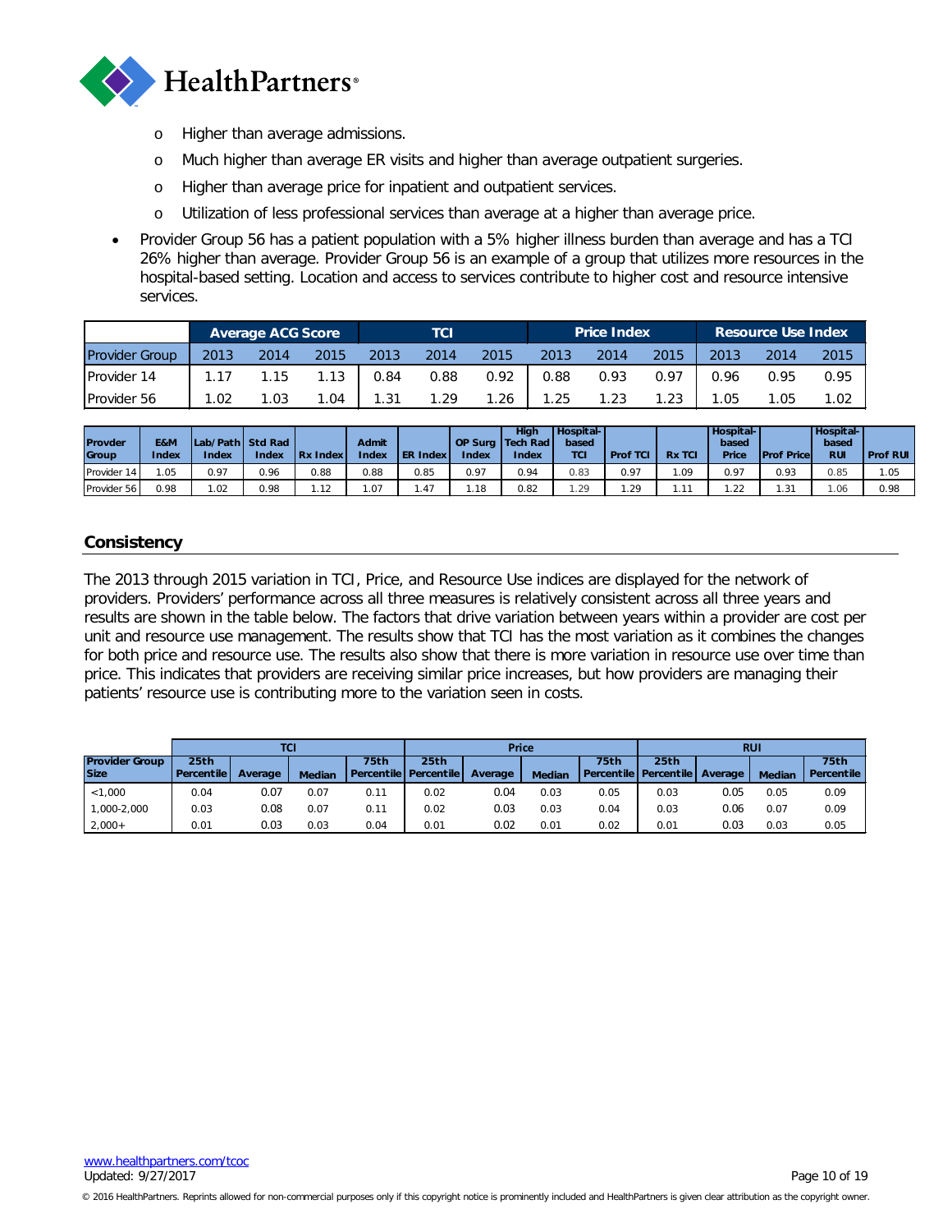- Higher than average admissions.
  - Much higher than average ER visits and higher than average outpatient surgeries.
  - Higher than average price for inpatient and outpatient services.
  - Utilization of less professional services than average at a higher than average price.
- Provider Group 56 has a patient population with a 5% higher illness burden than average and has a TCI 26% higher than average. Provider Group 56 is an example of a group that utilizes more resources in the hospital-based setting. Location and access to services contribute to higher cost and resource intensive services.

| | Average ACG Score | | | TCI | | | Price Index | | | Resource Use Index | | |
|---|---|---|---|---|---|---|---|---|---|---|---|---|
| Provider Group | 2013 | 2014 | 2015 | 2013 | 2014 | 2015 | 2013 | 2014 | 2015 | 2013 | 2014 | 2015 |
| Provider 14 | 1.17 | 1.15 | 1.13 | 0.84 | 0.88 | 0.92 | 0.88 | 0.93 | 0.97 | 0.96 | 0.95 | 0.95 |
| Provider 56 | 1.02 | 1.03 | 1.04 | 1.31 | 1.29 | 1.26 | 1.25 | 1.23 | 1.23 | 1.05 | 1.05 | 1.02 |

| Provder Group | E&M Index | Lab/Path Index | Std Rad Index | Rx Index | Admit Index | ER Index | OP Surg Index | High Tech Rad Index | Hospital-based TCI | Prof TCI | Rx TCI | Hospital-based Price | Prof Price | Hospital-based RUI | Prof RUI |
|---|---|---|---|---|---|---|---|---|---|---|---|---|---|---|---|
| Provider 14 | 1.05 | 0.97 | 0.96 | 0.88 | 0.88 | 0.85 | 0.97 | 0.94 | 0.83 | 0.97 | 1.09 | 0.97 | 0.93 | 0.85 | 1.05 |
| Provider 56 | 0.98 | 1.02 | 0.98 | 1.12 | 1.07 | 1.47 | 1.18 | 0.82 | 1.29 | 1.29 | 1.11 | 1.22 | 1.31 | 1.06 | 0.98 |

## Consistency

The 2013 through 2015 variation in TCI, Price, and Resource Use indices are displayed for the network of providers. Providers' performance across all three measures is relatively consistent across all three years and results are shown in the table below. The factors that drive variation between years within a provider are cost per unit and resource use management. The results show that TCI has the most variation as it combines the changes for both price and resource use. The results also show that there is more variation in resource use over time than price. This indicates that providers are receiving similar price increases, but how providers are managing their patients' resource use is contributing more to the variation seen in costs.

| | TCI | | | | Price | | | | RUI | | | |
|---|---|---|---|---|---|---|---|---|---|---|---|---|
| Provider Group Size | 25th Percentile | Average | Median | 75th Percentile | 25th Percentile | Average | Median | 75th Percentile | 25th Percentile | Average | Median | 75th Percentile |
| <1,000 | 0.04 | 0.07 | 0.07 | 0.11 | 0.02 | 0.04 | 0.03 | 0.05 | 0.03 | 0.05 | 0.05 | 0.09 |
| 1,000-2,000 | 0.03 | 0.08 | 0.07 | 0.11 | 0.02 | 0.03 | 0.03 | 0.04 | 0.03 | 0.06 | 0.07 | 0.09 |
| 2,000+ | 0.01 | 0.03 | 0.03 | 0.04 | 0.01 | 0.02 | 0.01 | 0.02 | 0.01 | 0.03 | 0.03 | 0.05 |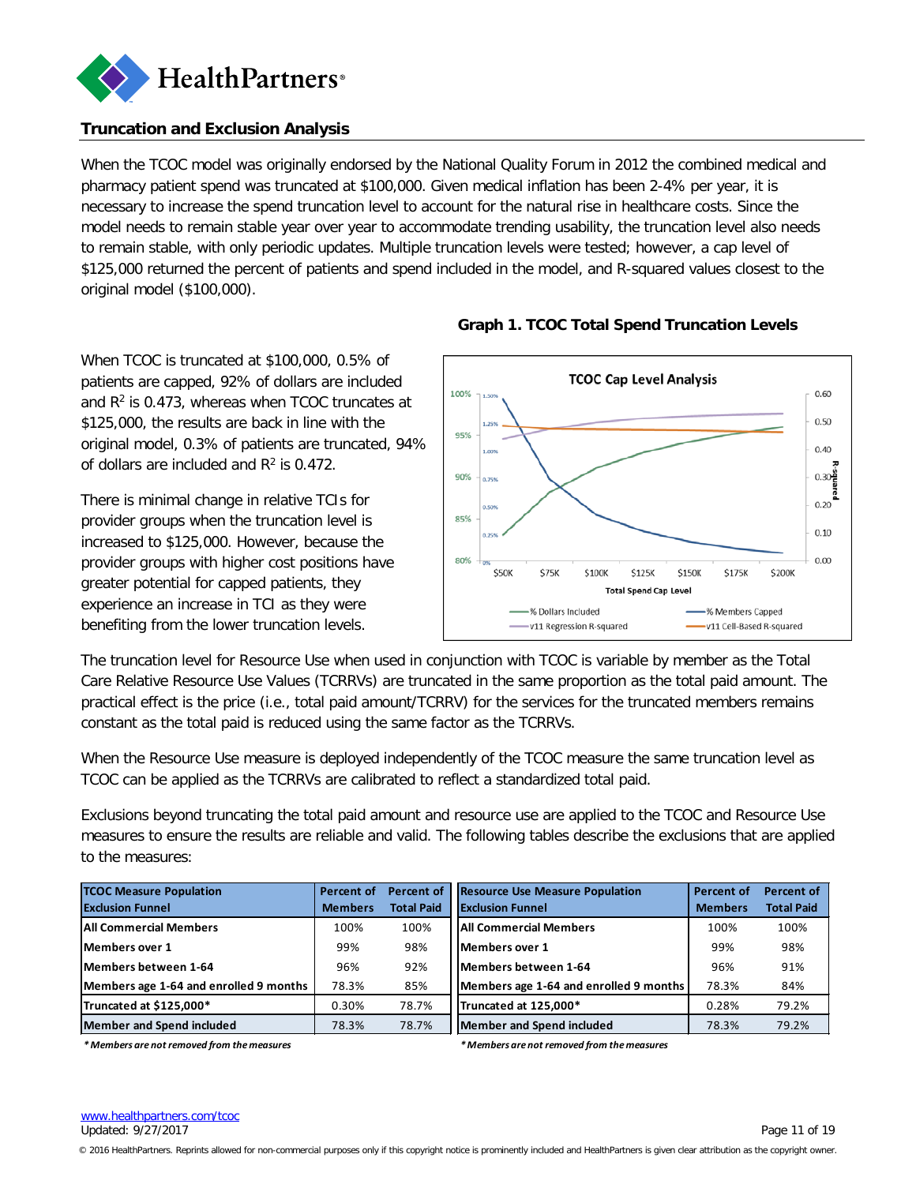## Truncation and Exclusion Analysis

When the TCOC model was originally endorsed by the National Quality Forum in 2012 the combined medical and pharmacy patient spend was truncated at $100,000. Given medical inflation has been 2-4% per year, it is necessary to increase the spend truncation level to account for the natural rise in healthcare costs. Since the model needs to remain stable year over year to accommodate trending usability, the truncation level also needs to remain stable, with only periodic updates. Multiple truncation levels were tested; however, a cap level of $125,000 returned the percent of patients and spend included in the model, and R-squared values closest to the original model ($100,000).

When TCOC is truncated at $100,000, 0.5% of patients are capped, 92% of dollars are included and $R^2$ is 0.473, whereas when TCOC truncates at $125,000, the results are back in line with the original model, 0.3% of patients are truncated, 94% of dollars are included and $R^2$ is 0.472.

There is minimal change in relative TCIs for provider groups when the truncation level is increased to $125,000. However, because the provider groups with higher cost positions have greater potential for capped patients, they experience an increase in TCI as they were benefiting from the lower truncation levels.

**Graph 1. TCOC Total Spend Truncation Levels**

The truncation level for Resource Use when used in conjunction with TCOC is variable by member as the Total Care Relative Resource Use Values (TCRRVs) are truncated in the same proportion as the total paid amount. The practical effect is the price (i.e., total paid amount/TCRRV) for the services for the truncated members remains constant as the total paid is reduced using the same factor as the TCRRVs.

When the Resource Use measure is deployed independently of the TCOC measure the same truncation level as TCOC can be applied as the TCRRVs are calibrated to reflect a standardized total paid.

Exclusions beyond truncating the total paid amount and resource use are applied to the TCOC and Resource Use measures to ensure the results are reliable and valid. The following tables describe the exclusions that are applied to the measures:

| TCOC Measure Population Exclusion Funnel | Percent of Members | Percent of Total Paid |
|---|---|---|
| All Commercial Members | 100% | 100% |
| Members over 1 | 99% | 98% |
| Members between 1-64 | 96% | 92% |
| Members age 1-64 and enrolled 9 months | 78.3% | 85% |
| Truncated at $125,000* | 0.30% | 78.7% |
| Member and Spend included | 78.3% | 78.7% |

*\* Members are not removed from the measures*

| Resource Use Measure Population Exclusion Funnel | Percent of Members | Percent of Total Paid |
|---|---|---|
| All Commercial Members | 100% | 100% |
| Members over 1 | 99% | 98% |
| Members between 1-64 | 96% | 91% |
| Members age 1-64 and enrolled 9 months | 78.3% | 84% |
| Truncated at 125,000* | 0.28% | 79.2% |
| Member and Spend included | 78.3% | 79.2% |

*\* Members are not removed from the measures*

www.healthpartners.com/tcoc
Updated: 9/27/2017

© 2016 HealthPartners. Reprints allowed for non-commercial purposes only if this copyright notice is prominently included and HealthPartners is given clear attribution as the copyright owner.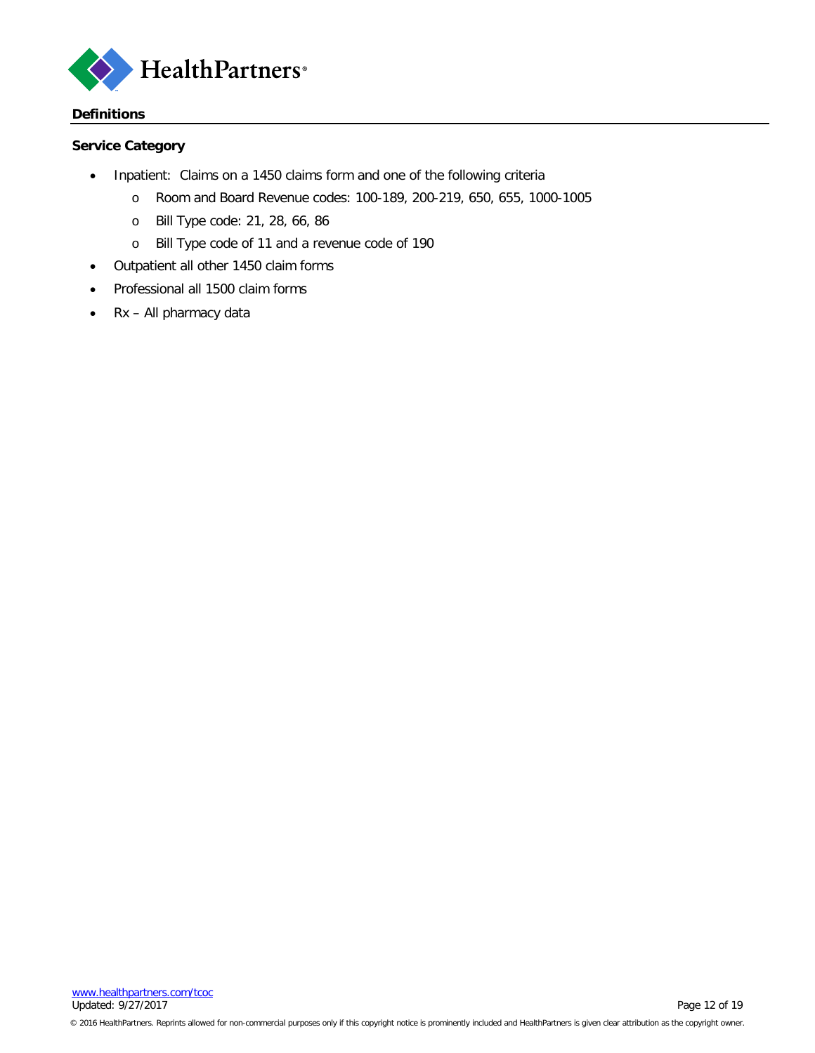## Definitions

### Service Category

- Inpatient: Claims on a 1450 claims form and one of the following criteria
  - Room and Board Revenue codes: 100-189, 200-219, 650, 655, 1000-1005
  - Bill Type code: 21, 28, 66, 86
  - Bill Type code of 11 and a revenue code of 190
- Outpatient all other 1450 claim forms
- Professional all 1500 claim forms
- Rx – All pharmacy data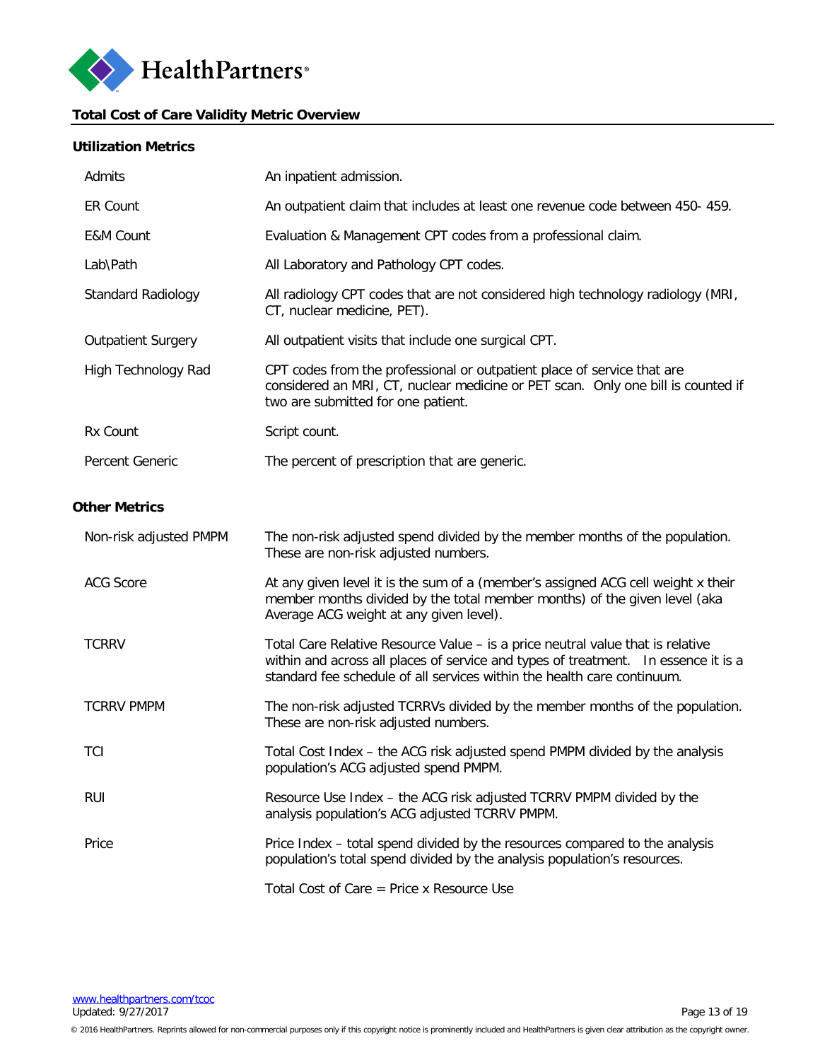## Total Cost of Care Validity Metric Overview

### Utilization Metrics

| | |
|---|---|
| Admits | An inpatient admission. |
| ER Count | An outpatient claim that includes at least one revenue code between 450- 459. |
| E&M Count | Evaluation & Management CPT codes from a professional claim. |
| Lab\Path | All Laboratory and Pathology CPT codes. |
| Standard Radiology | All radiology CPT codes that are not considered high technology radiology (MRI, CT, nuclear medicine, PET). |
| Outpatient Surgery | All outpatient visits that include one surgical CPT. |
| High Technology Rad | CPT codes from the professional or outpatient place of service that are considered an MRI, CT, nuclear medicine or PET scan. Only one bill is counted if two are submitted for one patient. |
| Rx Count | Script count. |
| Percent Generic | The percent of prescription that are generic. |

### Other Metrics

| | |
|---|---|
| Non-risk adjusted PMPM | The non-risk adjusted spend divided by the member months of the population. These are non-risk adjusted numbers. |
| ACG Score | At any given level it is the sum of a (member's assigned ACG cell weight x their member months divided by the total member months) of the given level (aka Average ACG weight at any given level). |
| TCRRV | Total Care Relative Resource Value – is a price neutral value that is relative within and across all places of service and types of treatment. In essence it is a standard fee schedule of all services within the health care continuum. |
| TCRRV PMPM | The non-risk adjusted TCRRVs divided by the member months of the population. These are non-risk adjusted numbers. |
| TCI | Total Cost Index – the ACG risk adjusted spend PMPM divided by the analysis population's ACG adjusted spend PMPM. |
| RUI | Resource Use Index – the ACG risk adjusted TCRRV PMPM divided by the analysis population's ACG adjusted TCRRV PMPM. |
| Price | Price Index – total spend divided by the resources compared to the analysis population's total spend divided by the analysis population's resources.<br><br>Total Cost of Care = Price x Resource Use |

www.healthpartners.com/tcoc
Updated: 9/27/2017

© 2016 HealthPartners. Reprints allowed for non-commercial purposes only if this copyright notice is prominently included and HealthPartners is given clear attribution as the copyright owner.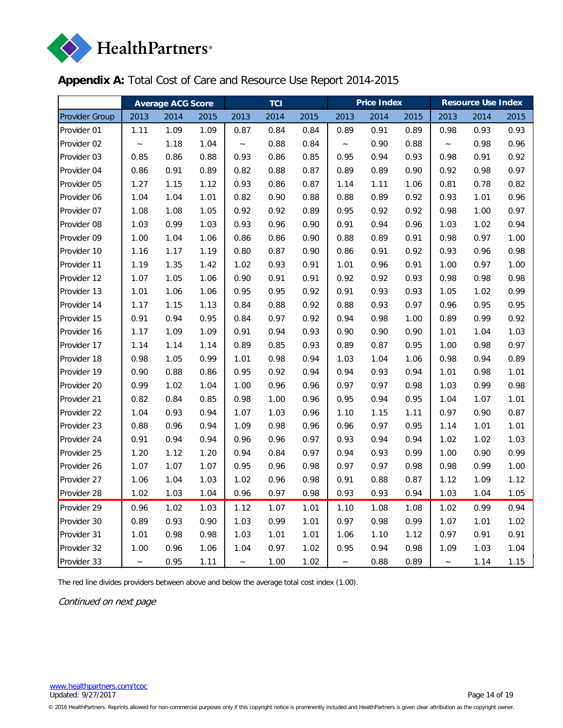**Appendix A:** Total Cost of Care and Resource Use Report 2014-2015

| | Average ACG Score | | | TCI | | | Price Index | | | Resource Use Index | | |
|---|---|---|---|---|---|---|---|---|---|---|---|---|
| Provider Group | 2013 | 2014 | 2015 | 2013 | 2014 | 2015 | 2013 | 2014 | 2015 | 2013 | 2014 | 2015 |
| Provider 01 | 1.11 | 1.09 | 1.09 | 0.87 | 0.84 | 0.84 | 0.89 | 0.91 | 0.89 | 0.98 | 0.93 | 0.93 |
| Provider 02 | ~ | 1.18 | 1.04 | ~ | 0.88 | 0.84 | ~ | 0.90 | 0.88 | ~ | 0.98 | 0.96 |
| Provider 03 | 0.85 | 0.86 | 0.88 | 0.93 | 0.86 | 0.85 | 0.95 | 0.94 | 0.93 | 0.98 | 0.91 | 0.92 |
| Provider 04 | 0.86 | 0.91 | 0.89 | 0.82 | 0.88 | 0.87 | 0.89 | 0.89 | 0.90 | 0.92 | 0.98 | 0.97 |
| Provider 05 | 1.27 | 1.15 | 1.12 | 0.93 | 0.86 | 0.87 | 1.14 | 1.11 | 1.06 | 0.81 | 0.78 | 0.82 |
| Provider 06 | 1.04 | 1.04 | 1.01 | 0.82 | 0.90 | 0.88 | 0.88 | 0.89 | 0.92 | 0.93 | 1.01 | 0.96 |
| Provider 07 | 1.08 | 1.08 | 1.05 | 0.92 | 0.92 | 0.89 | 0.95 | 0.92 | 0.92 | 0.98 | 1.00 | 0.97 |
| Provider 08 | 1.03 | 0.99 | 1.03 | 0.93 | 0.96 | 0.90 | 0.91 | 0.94 | 0.96 | 1.03 | 1.02 | 0.94 |
| Provider 09 | 1.00 | 1.04 | 1.06 | 0.86 | 0.86 | 0.90 | 0.88 | 0.89 | 0.91 | 0.98 | 0.97 | 1.00 |
| Provider 10 | 1.16 | 1.17 | 1.19 | 0.80 | 0.87 | 0.90 | 0.86 | 0.91 | 0.92 | 0.93 | 0.96 | 0.98 |
| Provider 11 | 1.19 | 1.35 | 1.42 | 1.02 | 0.93 | 0.91 | 1.01 | 0.96 | 0.91 | 1.00 | 0.97 | 1.00 |
| Provider 12 | 1.07 | 1.05 | 1.06 | 0.90 | 0.91 | 0.91 | 0.92 | 0.92 | 0.93 | 0.98 | 0.98 | 0.98 |
| Provider 13 | 1.01 | 1.06 | 1.06 | 0.95 | 0.95 | 0.92 | 0.91 | 0.93 | 0.93 | 1.05 | 1.02 | 0.99 |
| Provider 14 | 1.17 | 1.15 | 1.13 | 0.84 | 0.88 | 0.92 | 0.88 | 0.93 | 0.97 | 0.96 | 0.95 | 0.95 |
| Provider 15 | 0.91 | 0.94 | 0.95 | 0.84 | 0.97 | 0.92 | 0.94 | 0.98 | 1.00 | 0.89 | 0.99 | 0.92 |
| Provider 16 | 1.17 | 1.09 | 1.09 | 0.91 | 0.94 | 0.93 | 0.90 | 0.90 | 0.90 | 1.01 | 1.04 | 1.03 |
| Provider 17 | 1.14 | 1.14 | 1.14 | 0.89 | 0.85 | 0.93 | 0.89 | 0.87 | 0.95 | 1.00 | 0.98 | 0.97 |
| Provider 18 | 0.98 | 1.05 | 0.99 | 1.01 | 0.98 | 0.94 | 1.03 | 1.04 | 1.06 | 0.98 | 0.94 | 0.89 |
| Provider 19 | 0.90 | 0.88 | 0.86 | 0.95 | 0.92 | 0.94 | 0.94 | 0.93 | 0.94 | 1.01 | 0.98 | 1.01 |
| Provider 20 | 0.99 | 1.02 | 1.04 | 1.00 | 0.96 | 0.96 | 0.97 | 0.97 | 0.98 | 1.03 | 0.99 | 0.98 |
| Provider 21 | 0.82 | 0.84 | 0.85 | 0.98 | 1.00 | 0.96 | 0.95 | 0.94 | 0.95 | 1.04 | 1.07 | 1.01 |
| Provider 22 | 1.04 | 0.93 | 0.94 | 1.07 | 1.03 | 0.96 | 1.10 | 1.15 | 1.11 | 0.97 | 0.90 | 0.87 |
| Provider 23 | 0.88 | 0.96 | 0.94 | 1.09 | 0.98 | 0.96 | 0.96 | 0.97 | 0.95 | 1.14 | 1.01 | 1.01 |
| Provider 24 | 0.91 | 0.94 | 0.94 | 0.96 | 0.96 | 0.97 | 0.93 | 0.94 | 0.94 | 1.02 | 1.02 | 1.03 |
| Provider 25 | 1.20 | 1.12 | 1.20 | 0.94 | 0.84 | 0.97 | 0.94 | 0.93 | 0.99 | 1.00 | 0.90 | 0.99 |
| Provider 26 | 1.07 | 1.07 | 1.07 | 0.95 | 0.96 | 0.98 | 0.97 | 0.97 | 0.98 | 0.98 | 0.99 | 1.00 |
| Provider 27 | 1.06 | 1.04 | 1.03 | 1.02 | 0.96 | 0.98 | 0.91 | 0.88 | 0.87 | 1.12 | 1.09 | 1.12 |
| Provider 28 | 1.02 | 1.03 | 1.04 | 0.96 | 0.97 | 0.98 | 0.93 | 0.93 | 0.94 | 1.03 | 1.04 | 1.05 |
| Provider 29 | 0.96 | 1.02 | 1.03 | 1.12 | 1.07 | 1.01 | 1.10 | 1.08 | 1.08 | 1.02 | 0.99 | 0.94 |
| Provider 30 | 0.89 | 0.93 | 0.90 | 1.03 | 0.99 | 1.01 | 0.97 | 0.98 | 0.99 | 1.07 | 1.01 | 1.02 |
| Provider 31 | 1.01 | 0.98 | 0.98 | 1.03 | 1.01 | 1.01 | 1.06 | 1.10 | 1.12 | 0.97 | 0.91 | 0.91 |
| Provider 32 | 1.00 | 0.96 | 1.06 | 1.04 | 0.97 | 1.02 | 0.95 | 0.94 | 0.98 | 1.09 | 1.03 | 1.04 |
| Provider 33 | ~ | 0.95 | 1.11 | ~ | 1.00 | 1.02 | ~ | 0.88 | 0.89 | ~ | 1.14 | 1.15 |

The red line divides providers between above and below the average total cost index (1.00).

*Continued on next page*

www.healthpartners.com/tcoc
Updated: 9/27/2017

© 2016 HealthPartners. Reprints allowed for non-commercial purposes only if this copyright notice is prominently included and HealthPartners is given clear attribution as the copyright owner.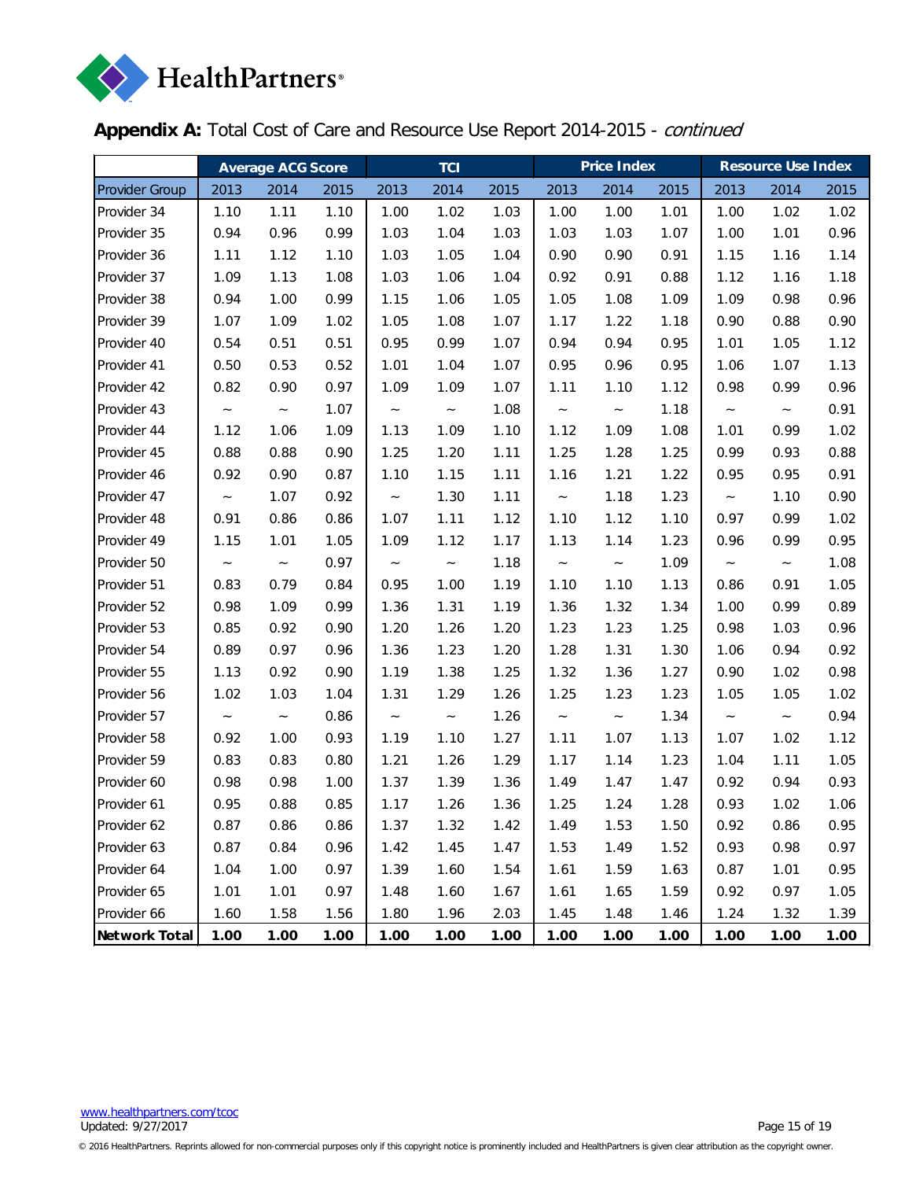**Appendix A:** Total Cost of Care and Resource Use Report 2014-2015 - *continued*

| | Average ACG Score | | | TCI | | | Price Index | | | Resource Use Index | | |
|---|---|---|---|---|---|---|---|---|---|---|---|---|
| Provider Group | 2013 | 2014 | 2015 | 2013 | 2014 | 2015 | 2013 | 2014 | 2015 | 2013 | 2014 | 2015 |
| Provider 34 | 1.10 | 1.11 | 1.10 | 1.00 | 1.02 | 1.03 | 1.00 | 1.00 | 1.01 | 1.00 | 1.02 | 1.02 |
| Provider 35 | 0.94 | 0.96 | 0.99 | 1.03 | 1.04 | 1.03 | 1.03 | 1.03 | 1.07 | 1.00 | 1.01 | 0.96 |
| Provider 36 | 1.11 | 1.12 | 1.10 | 1.03 | 1.05 | 1.04 | 0.90 | 0.90 | 0.91 | 1.15 | 1.16 | 1.14 |
| Provider 37 | 1.09 | 1.13 | 1.08 | 1.03 | 1.06 | 1.04 | 0.92 | 0.91 | 0.88 | 1.12 | 1.16 | 1.18 |
| Provider 38 | 0.94 | 1.00 | 0.99 | 1.15 | 1.06 | 1.05 | 1.05 | 1.08 | 1.09 | 1.09 | 0.98 | 0.96 |
| Provider 39 | 1.07 | 1.09 | 1.02 | 1.05 | 1.08 | 1.07 | 1.17 | 1.22 | 1.18 | 0.90 | 0.88 | 0.90 |
| Provider 40 | 0.54 | 0.51 | 0.51 | 0.95 | 0.99 | 1.07 | 0.94 | 0.94 | 0.95 | 1.01 | 1.05 | 1.12 |
| Provider 41 | 0.50 | 0.53 | 0.52 | 1.01 | 1.04 | 1.07 | 0.95 | 0.96 | 0.95 | 1.06 | 1.07 | 1.13 |
| Provider 42 | 0.82 | 0.90 | 0.97 | 1.09 | 1.09 | 1.07 | 1.11 | 1.10 | 1.12 | 0.98 | 0.99 | 0.96 |
| Provider 43 | ~ | ~ | 1.07 | ~ | ~ | 1.08 | ~ | ~ | 1.18 | ~ | ~ | 0.91 |
| Provider 44 | 1.12 | 1.06 | 1.09 | 1.13 | 1.09 | 1.10 | 1.12 | 1.09 | 1.08 | 1.01 | 0.99 | 1.02 |
| Provider 45 | 0.88 | 0.88 | 0.90 | 1.25 | 1.20 | 1.11 | 1.25 | 1.28 | 1.25 | 0.99 | 0.93 | 0.88 |
| Provider 46 | 0.92 | 0.90 | 0.87 | 1.10 | 1.15 | 1.11 | 1.16 | 1.21 | 1.22 | 0.95 | 0.95 | 0.91 |
| Provider 47 | ~ | 1.07 | 0.92 | ~ | 1.30 | 1.11 | ~ | 1.18 | 1.23 | ~ | 1.10 | 0.90 |
| Provider 48 | 0.91 | 0.86 | 0.86 | 1.07 | 1.11 | 1.12 | 1.10 | 1.12 | 1.10 | 0.97 | 0.99 | 1.02 |
| Provider 49 | 1.15 | 1.01 | 1.05 | 1.09 | 1.12 | 1.17 | 1.13 | 1.14 | 1.23 | 0.96 | 0.99 | 0.95 |
| Provider 50 | ~ | ~ | 0.97 | ~ | ~ | 1.18 | ~ | ~ | 1.09 | ~ | ~ | 1.08 |
| Provider 51 | 0.83 | 0.79 | 0.84 | 0.95 | 1.00 | 1.19 | 1.10 | 1.10 | 1.13 | 0.86 | 0.91 | 1.05 |
| Provider 52 | 0.98 | 1.09 | 0.99 | 1.36 | 1.31 | 1.19 | 1.36 | 1.32 | 1.34 | 1.00 | 0.99 | 0.89 |
| Provider 53 | 0.85 | 0.92 | 0.90 | 1.20 | 1.26 | 1.20 | 1.23 | 1.23 | 1.25 | 0.98 | 1.03 | 0.96 |
| Provider 54 | 0.89 | 0.97 | 0.96 | 1.36 | 1.23 | 1.20 | 1.28 | 1.31 | 1.30 | 1.06 | 0.94 | 0.92 |
| Provider 55 | 1.13 | 0.92 | 0.90 | 1.19 | 1.38 | 1.25 | 1.32 | 1.36 | 1.27 | 0.90 | 1.02 | 0.98 |
| Provider 56 | 1.02 | 1.03 | 1.04 | 1.31 | 1.29 | 1.26 | 1.25 | 1.23 | 1.23 | 1.05 | 1.05 | 1.02 |
| Provider 57 | ~ | ~ | 0.86 | ~ | ~ | 1.26 | ~ | ~ | 1.34 | ~ | ~ | 0.94 |
| Provider 58 | 0.92 | 1.00 | 0.93 | 1.19 | 1.10 | 1.27 | 1.11 | 1.07 | 1.13 | 1.07 | 1.02 | 1.12 |
| Provider 59 | 0.83 | 0.83 | 0.80 | 1.21 | 1.26 | 1.29 | 1.17 | 1.14 | 1.23 | 1.04 | 1.11 | 1.05 |
| Provider 60 | 0.98 | 0.98 | 1.00 | 1.37 | 1.39 | 1.36 | 1.49 | 1.47 | 1.47 | 0.92 | 0.94 | 0.93 |
| Provider 61 | 0.95 | 0.88 | 0.85 | 1.17 | 1.26 | 1.36 | 1.25 | 1.24 | 1.28 | 0.93 | 1.02 | 1.06 |
| Provider 62 | 0.87 | 0.86 | 0.86 | 1.37 | 1.32 | 1.42 | 1.49 | 1.53 | 1.50 | 0.92 | 0.86 | 0.95 |
| Provider 63 | 0.87 | 0.84 | 0.96 | 1.42 | 1.45 | 1.47 | 1.53 | 1.49 | 1.52 | 0.93 | 0.98 | 0.97 |
| Provider 64 | 1.04 | 1.00 | 0.97 | 1.39 | 1.60 | 1.54 | 1.61 | 1.59 | 1.63 | 0.87 | 1.01 | 0.95 |
| Provider 65 | 1.01 | 1.01 | 0.97 | 1.48 | 1.60 | 1.67 | 1.61 | 1.65 | 1.59 | 0.92 | 0.97 | 1.05 |
| Provider 66 | 1.60 | 1.58 | 1.56 | 1.80 | 1.96 | 2.03 | 1.45 | 1.48 | 1.46 | 1.24 | 1.32 | 1.39 |
| **Network Total** | **1.00** | **1.00** | **1.00** | **1.00** | **1.00** | **1.00** | **1.00** | **1.00** | **1.00** | **1.00** | **1.00** | **1.00** |

www.healthpartners.com/tcoc
Updated: 9/27/2017

© 2016 HealthPartners. Reprints allowed for non-commercial purposes only if this copyright notice is prominently included and HealthPartners is given clear attribution as the copyright owner.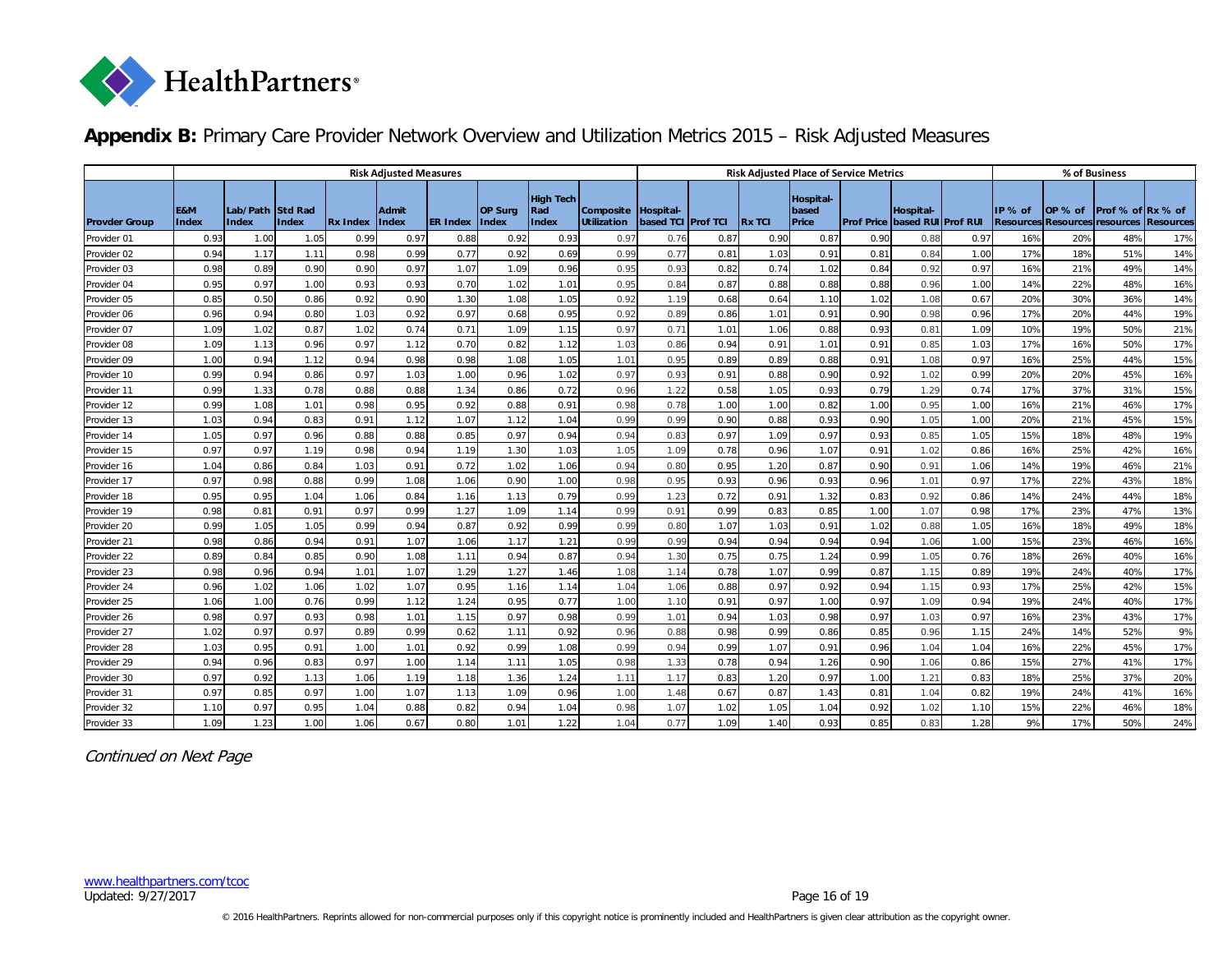## **Appendix B:** Primary Care Provider Network Overview and Utilization Metrics 2015 – Risk Adjusted Measures

| | Risk Adjusted Measures | | | | | | | | | Risk Adjusted Place of Service Metrics | | | | | | | % of Business | | | |
|---|---|---|---|---|---|---|---|---|---|---|---|---|---|---|---|---|---|---|---|---|
| Provder Group | E&M Index | Lab/Path Index | Std Rad Index | Rx Index | Admit Index | ER Index | OP Surg Index | High Tech Rad Index | Composite Utilization | Hospital-based TCI | Prof TCI | Rx TCI | Hospital-based Price | Prof Price | Hospital-based RUI | Prof RUI | IP % of Resources | OP % of Resources | Prof % of resources | Rx % of Resources |
| Provider 01 | 0.93 | 1.00 | 1.05 | 0.99 | 0.97 | 0.88 | 0.92 | 0.93 | 0.97 | 0.76 | 0.87 | 0.90 | 0.87 | 0.90 | 0.88 | 0.97 | 16% | 20% | 48% | 17% |
| Provider 02 | 0.94 | 1.17 | 1.11 | 0.98 | 0.99 | 0.77 | 0.92 | 0.69 | 0.99 | 0.77 | 0.81 | 1.03 | 0.91 | 0.81 | 0.84 | 1.00 | 17% | 18% | 51% | 14% |
| Provider 03 | 0.98 | 0.89 | 0.90 | 0.90 | 0.97 | 1.07 | 1.09 | 0.96 | 0.95 | 0.93 | 0.82 | 0.74 | 1.02 | 0.84 | 0.92 | 0.97 | 16% | 21% | 49% | 14% |
| Provider 04 | 0.95 | 0.97 | 1.00 | 0.93 | 0.93 | 0.70 | 1.02 | 1.01 | 0.95 | 0.84 | 0.87 | 0.88 | 0.88 | 0.88 | 0.96 | 1.00 | 14% | 22% | 48% | 16% |
| Provider 05 | 0.85 | 0.50 | 0.86 | 0.92 | 0.90 | 1.30 | 1.08 | 1.05 | 0.92 | 1.19 | 0.68 | 0.64 | 1.10 | 1.02 | 1.08 | 0.67 | 20% | 30% | 36% | 14% |
| Provider 06 | 0.96 | 0.94 | 0.80 | 1.03 | 0.92 | 0.97 | 0.68 | 0.95 | 0.92 | 0.89 | 0.86 | 1.01 | 0.91 | 0.90 | 0.98 | 0.96 | 17% | 20% | 44% | 19% |
| Provider 07 | 1.09 | 1.02 | 0.87 | 1.02 | 0.74 | 0.71 | 1.09 | 1.15 | 0.97 | 0.71 | 1.01 | 1.06 | 0.88 | 0.93 | 0.81 | 1.09 | 10% | 19% | 50% | 21% |
| Provider 08 | 1.09 | 1.13 | 0.96 | 0.97 | 1.12 | 0.70 | 0.82 | 1.12 | 1.03 | 0.86 | 0.94 | 0.91 | 1.01 | 0.91 | 0.85 | 1.03 | 17% | 16% | 50% | 17% |
| Provider 09 | 1.00 | 0.94 | 1.12 | 0.94 | 0.98 | 0.98 | 1.08 | 1.05 | 1.01 | 0.95 | 0.89 | 0.89 | 0.88 | 0.91 | 1.08 | 0.97 | 16% | 25% | 44% | 15% |
| Provider 10 | 0.99 | 0.94 | 0.86 | 0.97 | 1.03 | 1.00 | 0.96 | 1.02 | 0.97 | 0.93 | 0.91 | 0.88 | 0.90 | 0.92 | 1.02 | 0.99 | 20% | 20% | 45% | 16% |
| Provider 11 | 0.99 | 1.33 | 0.78 | 0.88 | 0.88 | 1.34 | 0.86 | 0.72 | 0.96 | 1.22 | 0.58 | 1.05 | 0.93 | 0.79 | 1.29 | 0.74 | 17% | 37% | 31% | 15% |
| Provider 12 | 0.99 | 1.08 | 1.01 | 0.98 | 0.95 | 0.92 | 0.88 | 0.91 | 0.98 | 0.78 | 1.00 | 1.00 | 0.82 | 1.00 | 0.95 | 1.00 | 16% | 21% | 46% | 17% |
| Provider 13 | 1.03 | 0.94 | 0.83 | 0.91 | 1.12 | 1.07 | 1.12 | 1.04 | 0.99 | 0.99 | 0.90 | 0.88 | 0.93 | 0.90 | 1.05 | 1.00 | 20% | 21% | 45% | 15% |
| Provider 14 | 1.05 | 0.97 | 0.96 | 0.88 | 0.88 | 0.85 | 0.97 | 0.94 | 0.94 | 0.83 | 0.97 | 1.09 | 0.97 | 0.93 | 0.85 | 1.05 | 15% | 18% | 48% | 19% |
| Provider 15 | 0.97 | 0.97 | 1.19 | 0.98 | 0.94 | 1.19 | 1.30 | 1.03 | 1.05 | 1.09 | 0.78 | 0.96 | 1.07 | 0.91 | 1.02 | 0.86 | 16% | 25% | 42% | 16% |
| Provider 16 | 1.04 | 0.86 | 0.84 | 1.03 | 0.91 | 0.72 | 1.02 | 1.06 | 0.94 | 0.80 | 0.95 | 1.20 | 0.87 | 0.90 | 0.91 | 1.06 | 14% | 19% | 46% | 21% |
| Provider 17 | 0.97 | 0.98 | 0.88 | 0.99 | 1.08 | 1.06 | 0.90 | 1.00 | 0.98 | 0.95 | 0.93 | 0.96 | 0.93 | 0.96 | 1.01 | 0.97 | 17% | 22% | 43% | 18% |
| Provider 18 | 0.95 | 0.95 | 1.04 | 1.06 | 0.84 | 1.16 | 1.13 | 0.79 | 0.99 | 1.23 | 0.72 | 0.91 | 1.32 | 0.83 | 0.92 | 0.86 | 14% | 24% | 44% | 18% |
| Provider 19 | 0.98 | 0.81 | 0.91 | 0.97 | 0.99 | 1.27 | 1.09 | 1.14 | 0.99 | 0.91 | 0.99 | 0.83 | 0.85 | 1.00 | 1.07 | 0.98 | 17% | 23% | 47% | 13% |
| Provider 20 | 0.99 | 1.05 | 1.05 | 0.99 | 0.94 | 0.87 | 0.92 | 0.99 | 0.99 | 0.80 | 1.07 | 1.03 | 0.91 | 1.02 | 0.88 | 1.05 | 16% | 18% | 49% | 18% |
| Provider 21 | 0.98 | 0.86 | 0.94 | 0.91 | 1.07 | 1.06 | 1.17 | 1.21 | 0.99 | 0.99 | 0.94 | 0.94 | 0.94 | 0.94 | 1.06 | 1.00 | 15% | 23% | 46% | 16% |
| Provider 22 | 0.89 | 0.84 | 0.85 | 0.90 | 1.08 | 1.11 | 0.94 | 0.87 | 0.94 | 1.30 | 0.75 | 0.75 | 1.24 | 0.99 | 1.05 | 0.76 | 18% | 26% | 40% | 16% |
| Provider 23 | 0.98 | 0.96 | 0.94 | 1.01 | 1.07 | 1.29 | 1.27 | 1.46 | 1.08 | 1.14 | 0.78 | 1.07 | 0.99 | 0.87 | 1.15 | 0.89 | 19% | 24% | 40% | 17% |
| Provider 24 | 0.96 | 1.02 | 1.06 | 1.02 | 1.07 | 0.95 | 1.16 | 1.14 | 1.04 | 1.06 | 0.88 | 0.97 | 0.92 | 0.94 | 1.15 | 0.93 | 17% | 25% | 42% | 15% |
| Provider 25 | 1.06 | 1.00 | 0.76 | 0.99 | 1.12 | 1.24 | 0.95 | 0.77 | 1.00 | 1.10 | 0.91 | 0.97 | 1.00 | 0.97 | 1.09 | 0.94 | 19% | 24% | 40% | 17% |
| Provider 26 | 0.98 | 0.97 | 0.93 | 0.98 | 1.01 | 1.15 | 0.97 | 0.98 | 0.99 | 1.01 | 0.94 | 1.03 | 0.98 | 0.97 | 1.03 | 0.97 | 16% | 23% | 43% | 17% |
| Provider 27 | 1.02 | 0.97 | 0.97 | 0.89 | 0.99 | 0.62 | 1.11 | 0.92 | 0.96 | 0.88 | 0.98 | 0.99 | 0.86 | 0.85 | 0.96 | 1.15 | 24% | 14% | 52% | 9% |
| Provider 28 | 1.03 | 0.95 | 0.91 | 1.00 | 1.01 | 0.92 | 0.99 | 1.08 | 0.99 | 0.94 | 0.99 | 1.07 | 0.91 | 0.96 | 1.04 | 1.04 | 16% | 22% | 45% | 17% |
| Provider 29 | 0.94 | 0.96 | 0.83 | 0.97 | 1.00 | 1.14 | 1.11 | 1.05 | 0.98 | 1.33 | 0.78 | 0.94 | 1.26 | 0.90 | 1.06 | 0.86 | 15% | 27% | 41% | 17% |
| Provider 30 | 0.97 | 0.92 | 1.13 | 1.06 | 1.19 | 1.18 | 1.36 | 1.24 | 1.11 | 1.17 | 0.83 | 1.20 | 0.97 | 1.00 | 1.21 | 0.83 | 18% | 25% | 37% | 20% |
| Provider 31 | 0.97 | 0.85 | 0.97 | 1.00 | 1.07 | 1.13 | 1.09 | 0.96 | 1.00 | 1.48 | 0.67 | 0.87 | 1.43 | 0.81 | 1.04 | 0.82 | 19% | 24% | 41% | 16% |
| Provider 32 | 1.10 | 0.97 | 0.95 | 1.04 | 0.88 | 0.82 | 0.94 | 1.04 | 0.98 | 1.07 | 1.02 | 1.05 | 1.04 | 0.92 | 1.02 | 1.10 | 15% | 22% | 46% | 18% |
| Provider 33 | 1.09 | 1.23 | 1.00 | 1.06 | 0.67 | 0.80 | 1.01 | 1.22 | 1.04 | 0.77 | 1.09 | 1.40 | 0.93 | 0.85 | 0.83 | 1.28 | 9% | 17% | 50% | 24% |

*Continued on Next Page*

www.healthpartners.com/tcoc
Updated: 9/27/2017

© 2016 HealthPartners. Reprints allowed for non-commercial purposes only if this copyright notice is prominently included and HealthPartners is given clear attribution as the copyright owner.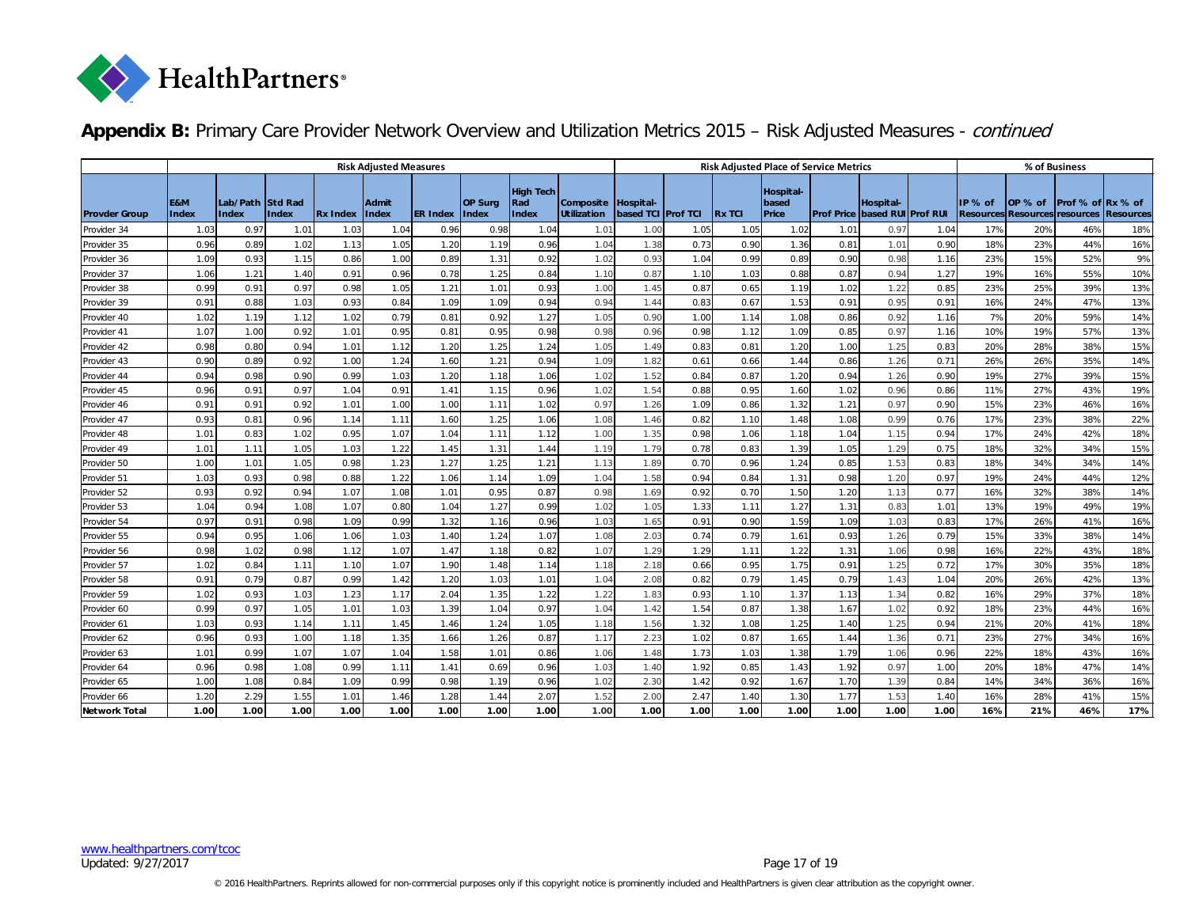## **Appendix B:** Primary Care Provider Network Overview and Utilization Metrics 2015 – Risk Adjusted Measures - *continued*

| | Risk Adjusted Measures | | | | | | | | | Risk Adjusted Place of Service Metrics | | | | | | | % of Business | | | |
|---|---|---|---|---|---|---|---|---|---|---|---|---|---|---|---|---|---|---|---|---|
| Provder Group | E&M Index | Lab/Path Index | Std Rad Index | Rx Index | Admit Index | ER Index | OP Surg Index | High Tech Rad Index | Composite Utilization | Hospital-based TCI | Prof TCI | Rx TCI | Hospital-based Price | Prof Price | Hospital-based RUI | Prof RUI | IP % of Resources | OP % of Resources | Prof % of resources | Rx % of Resources |
| Provider 34 | 1.03 | 0.97 | 1.01 | 1.03 | 1.04 | 0.96 | 0.98 | 1.04 | 1.01 | 1.00 | 1.05 | 1.05 | 1.02 | 1.01 | 0.97 | 1.04 | 17% | 20% | 46% | 18% |
| Provider 35 | 0.96 | 0.89 | 1.02 | 1.13 | 1.05 | 1.20 | 1.19 | 0.96 | 1.04 | 1.38 | 0.73 | 0.90 | 1.36 | 0.81 | 1.01 | 0.90 | 18% | 23% | 44% | 16% |
| Provider 36 | 1.09 | 0.93 | 1.15 | 0.86 | 1.00 | 0.89 | 1.31 | 0.92 | 1.02 | 0.93 | 1.04 | 0.99 | 0.89 | 0.90 | 0.98 | 1.16 | 23% | 15% | 52% | 9% |
| Provider 37 | 1.06 | 1.21 | 1.40 | 0.91 | 0.96 | 0.78 | 1.25 | 0.84 | 1.10 | 0.87 | 1.10 | 1.03 | 0.88 | 0.87 | 0.94 | 1.27 | 19% | 16% | 55% | 10% |
| Provider 38 | 0.99 | 0.91 | 0.97 | 0.98 | 1.05 | 1.21 | 1.01 | 0.93 | 1.00 | 1.45 | 0.87 | 0.65 | 1.19 | 1.02 | 1.22 | 0.85 | 23% | 25% | 39% | 13% |
| Provider 39 | 0.91 | 0.88 | 1.03 | 0.93 | 0.84 | 1.09 | 1.09 | 0.94 | 0.94 | 1.44 | 0.83 | 0.67 | 1.53 | 0.91 | 0.95 | 0.91 | 16% | 24% | 47% | 13% |
| Provider 40 | 1.02 | 1.19 | 1.12 | 1.02 | 0.79 | 0.81 | 0.92 | 1.27 | 1.05 | 0.90 | 1.00 | 1.14 | 1.08 | 0.86 | 0.92 | 1.16 | 7% | 20% | 59% | 14% |
| Provider 41 | 1.07 | 1.00 | 0.92 | 1.01 | 0.95 | 0.81 | 0.95 | 0.98 | 0.98 | 0.96 | 0.98 | 1.12 | 1.09 | 0.85 | 0.97 | 1.16 | 10% | 19% | 57% | 13% |
| Provider 42 | 0.98 | 0.80 | 0.94 | 1.01 | 1.12 | 1.20 | 1.25 | 1.24 | 1.05 | 1.49 | 0.83 | 0.81 | 1.20 | 1.00 | 1.25 | 0.83 | 20% | 28% | 38% | 15% |
| Provider 43 | 0.90 | 0.89 | 0.92 | 1.00 | 1.24 | 1.60 | 1.21 | 0.94 | 1.09 | 1.82 | 0.61 | 0.66 | 1.44 | 0.86 | 1.26 | 0.71 | 26% | 26% | 35% | 14% |
| Provider 44 | 0.94 | 0.98 | 0.90 | 0.99 | 1.03 | 1.20 | 1.18 | 1.06 | 1.02 | 1.52 | 0.84 | 0.87 | 1.20 | 0.94 | 1.26 | 0.90 | 19% | 27% | 39% | 15% |
| Provider 45 | 0.96 | 0.91 | 0.97 | 1.04 | 0.91 | 1.41 | 1.15 | 0.96 | 1.02 | 1.54 | 0.88 | 0.95 | 1.60 | 1.02 | 0.96 | 0.86 | 11% | 27% | 43% | 19% |
| Provider 46 | 0.91 | 0.91 | 0.92 | 1.01 | 1.00 | 1.00 | 1.11 | 1.02 | 0.97 | 1.26 | 1.09 | 0.86 | 1.32 | 1.21 | 0.97 | 0.90 | 15% | 23% | 46% | 16% |
| Provider 47 | 0.93 | 0.81 | 0.96 | 1.14 | 1.11 | 1.60 | 1.25 | 1.06 | 1.08 | 1.46 | 0.82 | 1.10 | 1.48 | 1.08 | 0.99 | 0.76 | 17% | 23% | 38% | 22% |
| Provider 48 | 1.01 | 0.83 | 1.02 | 0.95 | 1.07 | 1.04 | 1.11 | 1.12 | 1.00 | 1.35 | 0.98 | 1.06 | 1.18 | 1.04 | 1.15 | 0.94 | 17% | 24% | 42% | 18% |
| Provider 49 | 1.01 | 1.11 | 1.05 | 1.03 | 1.22 | 1.45 | 1.31 | 1.44 | 1.19 | 1.79 | 0.78 | 0.83 | 1.39 | 1.05 | 1.29 | 0.75 | 18% | 32% | 34% | 15% |
| Provider 50 | 1.00 | 1.01 | 1.05 | 0.98 | 1.23 | 1.27 | 1.25 | 1.21 | 1.13 | 1.89 | 0.70 | 0.96 | 1.24 | 0.85 | 1.53 | 0.83 | 18% | 34% | 34% | 14% |
| Provider 51 | 1.03 | 0.93 | 0.98 | 0.88 | 1.22 | 1.06 | 1.14 | 1.09 | 1.04 | 1.58 | 0.94 | 0.84 | 1.31 | 0.98 | 1.20 | 0.97 | 19% | 24% | 44% | 12% |
| Provider 52 | 0.93 | 0.92 | 0.94 | 1.07 | 1.08 | 1.01 | 0.95 | 0.87 | 0.98 | 1.69 | 0.92 | 0.70 | 1.50 | 1.20 | 1.13 | 0.77 | 16% | 32% | 38% | 14% |
| Provider 53 | 1.04 | 0.94 | 1.08 | 1.07 | 0.80 | 1.04 | 1.27 | 0.99 | 1.02 | 1.05 | 1.33 | 1.11 | 1.27 | 1.31 | 0.83 | 1.01 | 13% | 19% | 49% | 19% |
| Provider 54 | 0.97 | 0.91 | 0.98 | 1.09 | 0.99 | 1.32 | 1.16 | 0.96 | 1.03 | 1.65 | 0.91 | 0.90 | 1.59 | 1.09 | 1.03 | 0.83 | 17% | 26% | 41% | 16% |
| Provider 55 | 0.94 | 0.95 | 1.06 | 1.06 | 1.03 | 1.40 | 1.24 | 1.07 | 1.08 | 2.03 | 0.74 | 0.79 | 1.61 | 0.93 | 1.26 | 0.79 | 15% | 33% | 38% | 14% |
| Provider 56 | 0.98 | 1.02 | 0.98 | 1.12 | 1.07 | 1.47 | 1.18 | 0.82 | 1.07 | 1.29 | 1.29 | 1.11 | 1.22 | 1.31 | 1.06 | 0.98 | 16% | 22% | 43% | 18% |
| Provider 57 | 1.02 | 0.84 | 1.11 | 1.10 | 1.07 | 1.90 | 1.48 | 1.14 | 1.18 | 2.18 | 0.66 | 0.95 | 1.75 | 0.91 | 1.25 | 0.72 | 17% | 30% | 35% | 18% |
| Provider 58 | 0.91 | 0.79 | 0.87 | 0.99 | 1.42 | 1.20 | 1.03 | 1.01 | 1.04 | 2.08 | 0.82 | 0.79 | 1.45 | 0.79 | 1.43 | 1.04 | 20% | 26% | 42% | 13% |
| Provider 59 | 1.02 | 0.93 | 1.03 | 1.23 | 1.17 | 2.04 | 1.35 | 1.22 | 1.22 | 1.83 | 0.93 | 1.10 | 1.37 | 1.13 | 1.34 | 0.82 | 16% | 29% | 37% | 18% |
| Provider 60 | 0.99 | 0.97 | 1.05 | 1.01 | 1.03 | 1.39 | 1.04 | 0.97 | 1.04 | 1.42 | 1.54 | 0.87 | 1.38 | 1.67 | 1.02 | 0.92 | 18% | 23% | 44% | 16% |
| Provider 61 | 1.03 | 0.93 | 1.14 | 1.11 | 1.45 | 1.46 | 1.24 | 1.05 | 1.18 | 1.56 | 1.32 | 1.08 | 1.25 | 1.40 | 1.25 | 0.94 | 21% | 20% | 41% | 18% |
| Provider 62 | 0.96 | 0.93 | 1.00 | 1.18 | 1.35 | 1.66 | 1.26 | 0.87 | 1.17 | 2.23 | 1.02 | 0.87 | 1.65 | 1.44 | 1.36 | 0.71 | 23% | 27% | 34% | 16% |
| Provider 63 | 1.01 | 0.99 | 1.07 | 1.07 | 1.04 | 1.58 | 1.01 | 0.86 | 1.06 | 1.48 | 1.73 | 1.03 | 1.38 | 1.79 | 1.06 | 0.96 | 22% | 18% | 43% | 16% |
| Provider 64 | 0.96 | 0.98 | 1.08 | 0.99 | 1.11 | 1.41 | 0.69 | 0.96 | 1.03 | 1.40 | 1.92 | 0.85 | 1.43 | 1.92 | 0.97 | 1.00 | 20% | 18% | 47% | 14% |
| Provider 65 | 1.00 | 1.08 | 0.84 | 1.09 | 0.99 | 0.98 | 1.19 | 0.96 | 1.02 | 2.30 | 1.42 | 0.92 | 1.67 | 1.70 | 1.39 | 0.84 | 14% | 34% | 36% | 16% |
| Provider 66 | 1.20 | 2.29 | 1.55 | 1.01 | 1.46 | 1.28 | 1.44 | 2.07 | 1.52 | 2.00 | 2.47 | 1.40 | 1.30 | 1.77 | 1.53 | 1.40 | 16% | 28% | 41% | 15% |
| **Network Total** | **1.00** | **1.00** | **1.00** | **1.00** | **1.00** | **1.00** | **1.00** | **1.00** | **1.00** | **1.00** | **1.00** | **1.00** | **1.00** | **1.00** | **1.00** | **1.00** | **16%** | **21%** | **46%** | **17%** |

www.healthpartners.com/tcoc
Updated: 9/27/2017

© 2016 HealthPartners. Reprints allowed for non-commercial purposes only if this copyright notice is prominently included and HealthPartners is given clear attribution as the copyright owner.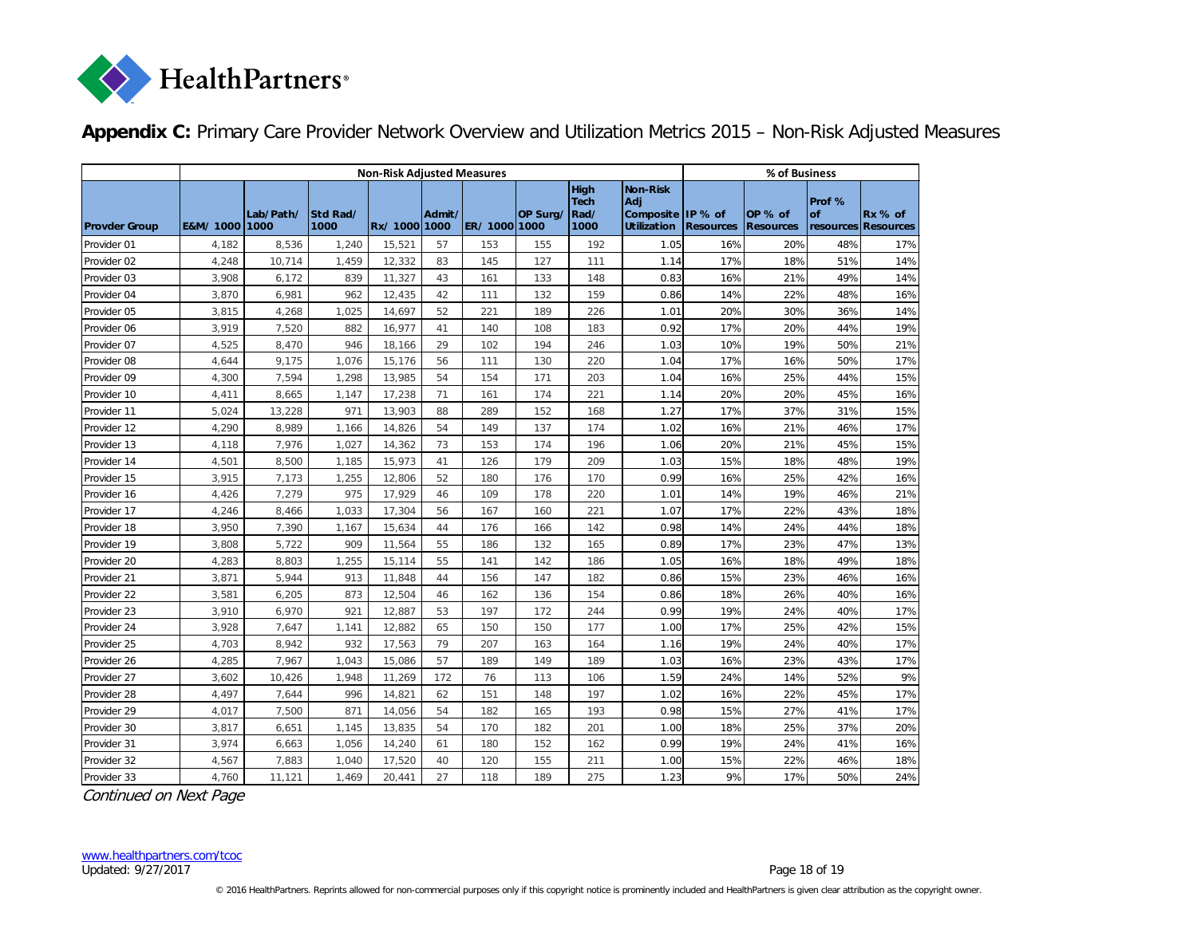**Appendix C:** Primary Care Provider Network Overview and Utilization Metrics 2015 – Non-Risk Adjusted Measures

| | Non-Risk Adjusted Measures | | | | | | | | | % of Business | | | |
|---|---|---|---|---|---|---|---|---|---|---|---|---|---|
| Provder Group | E&M/ 1000 | Lab/Path/ 1000 | Std Rad/ 1000 | Rx/ 1000 | Admit/ 1000 | ER/ 1000 | OP Surg/ 1000 | High Tech Rad/ 1000 | Non-Risk Adj Composite Utilization | IP % of Resources | OP % of Resources | Prof % of resources | Rx % of Resources |
| Provider 01 | 4,182 | 8,536 | 1,240 | 15,521 | 57 | 153 | 155 | 192 | 1.05 | 16% | 20% | 48% | 17% |
| Provider 02 | 4,248 | 10,714 | 1,459 | 12,332 | 83 | 145 | 127 | 111 | 1.14 | 17% | 18% | 51% | 14% |
| Provider 03 | 3,908 | 6,172 | 839 | 11,327 | 43 | 161 | 133 | 148 | 0.83 | 16% | 21% | 49% | 14% |
| Provider 04 | 3,870 | 6,981 | 962 | 12,435 | 42 | 111 | 132 | 159 | 0.86 | 14% | 22% | 48% | 16% |
| Provider 05 | 3,815 | 4,268 | 1,025 | 14,697 | 52 | 221 | 189 | 226 | 1.01 | 20% | 30% | 36% | 14% |
| Provider 06 | 3,919 | 7,520 | 882 | 16,977 | 41 | 140 | 108 | 183 | 0.92 | 17% | 20% | 44% | 19% |
| Provider 07 | 4,525 | 8,470 | 946 | 18,166 | 29 | 102 | 194 | 246 | 1.03 | 10% | 19% | 50% | 21% |
| Provider 08 | 4,644 | 9,175 | 1,076 | 15,176 | 56 | 111 | 130 | 220 | 1.04 | 17% | 16% | 50% | 17% |
| Provider 09 | 4,300 | 7,594 | 1,298 | 13,985 | 54 | 154 | 171 | 203 | 1.04 | 16% | 25% | 44% | 15% |
| Provider 10 | 4,411 | 8,665 | 1,147 | 17,238 | 71 | 161 | 174 | 221 | 1.14 | 20% | 20% | 45% | 16% |
| Provider 11 | 5,024 | 13,228 | 971 | 13,903 | 88 | 289 | 152 | 168 | 1.27 | 17% | 37% | 31% | 15% |
| Provider 12 | 4,290 | 8,989 | 1,166 | 14,826 | 54 | 149 | 137 | 174 | 1.02 | 16% | 21% | 46% | 17% |
| Provider 13 | 4,118 | 7,976 | 1,027 | 14,362 | 73 | 153 | 174 | 196 | 1.06 | 20% | 21% | 45% | 15% |
| Provider 14 | 4,501 | 8,500 | 1,185 | 15,973 | 41 | 126 | 179 | 209 | 1.03 | 15% | 18% | 48% | 19% |
| Provider 15 | 3,915 | 7,173 | 1,255 | 12,806 | 52 | 180 | 176 | 170 | 0.99 | 16% | 25% | 42% | 16% |
| Provider 16 | 4,426 | 7,279 | 975 | 17,929 | 46 | 109 | 178 | 220 | 1.01 | 14% | 19% | 46% | 21% |
| Provider 17 | 4,246 | 8,466 | 1,033 | 17,304 | 56 | 167 | 160 | 221 | 1.07 | 17% | 22% | 43% | 18% |
| Provider 18 | 3,950 | 7,390 | 1,167 | 15,634 | 44 | 176 | 166 | 142 | 0.98 | 14% | 24% | 44% | 18% |
| Provider 19 | 3,808 | 5,722 | 909 | 11,564 | 55 | 186 | 132 | 165 | 0.89 | 17% | 23% | 47% | 13% |
| Provider 20 | 4,283 | 8,803 | 1,255 | 15,114 | 55 | 141 | 142 | 186 | 1.05 | 16% | 18% | 49% | 18% |
| Provider 21 | 3,871 | 5,944 | 913 | 11,848 | 44 | 156 | 147 | 182 | 0.86 | 15% | 23% | 46% | 16% |
| Provider 22 | 3,581 | 6,205 | 873 | 12,504 | 46 | 162 | 136 | 154 | 0.86 | 18% | 26% | 40% | 16% |
| Provider 23 | 3,910 | 6,970 | 921 | 12,887 | 53 | 197 | 172 | 244 | 0.99 | 19% | 24% | 40% | 17% |
| Provider 24 | 3,928 | 7,647 | 1,141 | 12,882 | 65 | 150 | 150 | 177 | 1.00 | 17% | 25% | 42% | 15% |
| Provider 25 | 4,703 | 8,942 | 932 | 17,563 | 79 | 207 | 163 | 164 | 1.16 | 19% | 24% | 40% | 17% |
| Provider 26 | 4,285 | 7,967 | 1,043 | 15,086 | 57 | 189 | 149 | 189 | 1.03 | 16% | 23% | 43% | 17% |
| Provider 27 | 3,602 | 10,426 | 1,948 | 11,269 | 172 | 76 | 113 | 106 | 1.59 | 24% | 14% | 52% | 9% |
| Provider 28 | 4,497 | 7,644 | 996 | 14,821 | 62 | 151 | 148 | 197 | 1.02 | 16% | 22% | 45% | 17% |
| Provider 29 | 4,017 | 7,500 | 871 | 14,056 | 54 | 182 | 165 | 193 | 0.98 | 15% | 27% | 41% | 17% |
| Provider 30 | 3,817 | 6,651 | 1,145 | 13,835 | 54 | 170 | 182 | 201 | 1.00 | 18% | 25% | 37% | 20% |
| Provider 31 | 3,974 | 6,663 | 1,056 | 14,240 | 61 | 180 | 152 | 162 | 0.99 | 19% | 24% | 41% | 16% |
| Provider 32 | 4,567 | 7,883 | 1,040 | 17,520 | 40 | 120 | 155 | 211 | 1.00 | 15% | 22% | 46% | 18% |
| Provider 33 | 4,760 | 11,121 | 1,469 | 20,441 | 27 | 118 | 189 | 275 | 1.23 | 9% | 17% | 50% | 24% |

*Continued on Next Page*

www.healthpartners.com/tcoc
Updated: 9/27/2017

© 2016 HealthPartners. Reprints allowed for non-commercial purposes only if this copyright notice is prominently included and HealthPartners is given clear attribution as the copyright owner.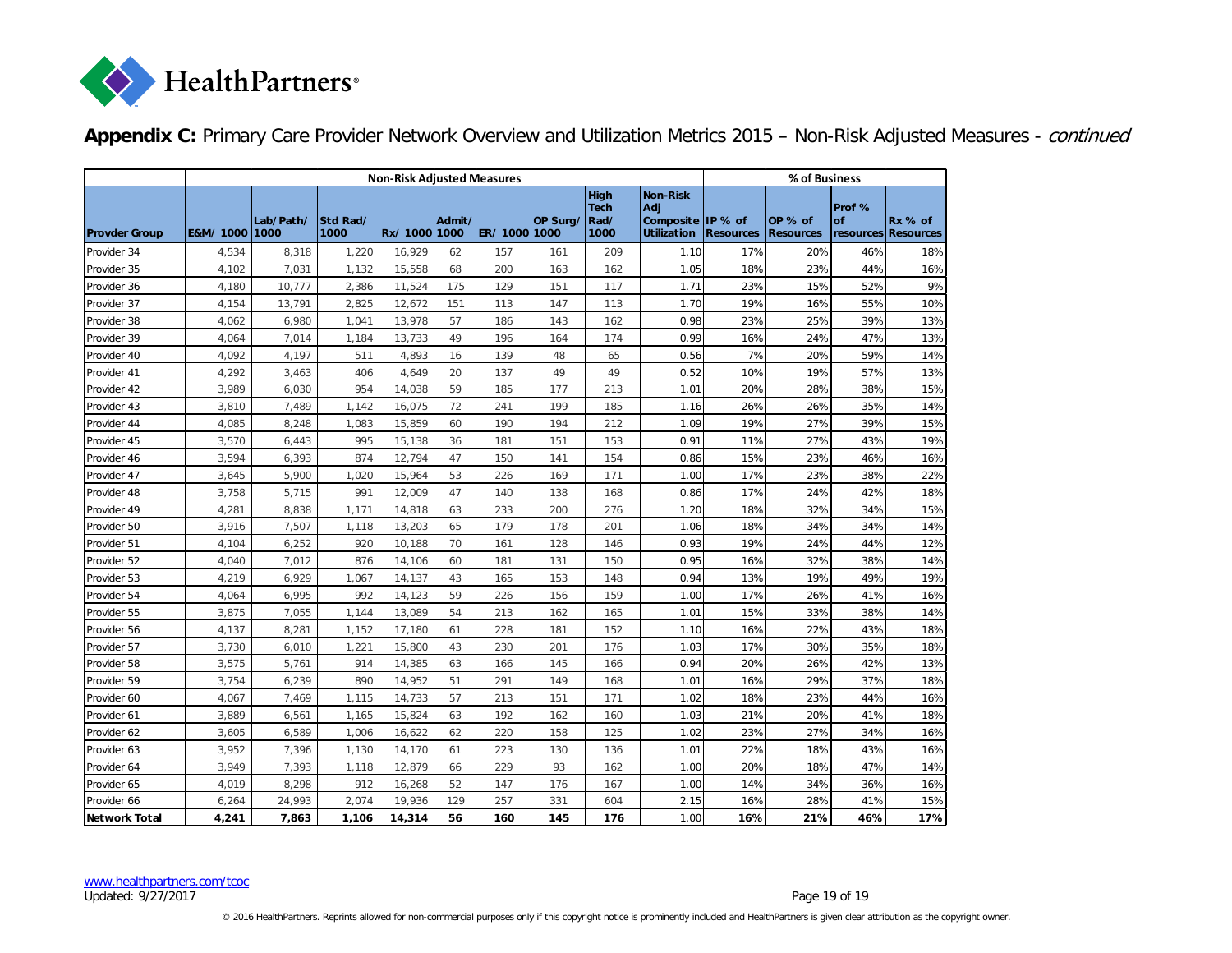**Appendix C:** Primary Care Provider Network Overview and Utilization Metrics 2015 – Non-Risk Adjusted Measures - *continued*

| | Non-Risk Adjusted Measures | | | | | | | | | % of Business | | | |
|---|---|---|---|---|---|---|---|---|---|---|---|---|---|
| **Provder Group** | **E&M/ 1000** | **Lab/Path/ 1000** | **Std Rad/ 1000** | **Rx/ 1000** | **Admit/ 1000** | **ER/ 1000** | **OP Surg/ 1000** | **High Tech Rad/ 1000** | **Non-Risk Adj Composite Utilization** | **IP % of Resources** | **OP % of Resources** | **Prof % of resources** | **Rx % of Resources** |
| Provider 34 | 4,534 | 8,318 | 1,220 | 16,929 | 62 | 157 | 161 | 209 | 1.10 | 17% | 20% | 46% | 18% |
| Provider 35 | 4,102 | 7,031 | 1,132 | 15,558 | 68 | 200 | 163 | 162 | 1.05 | 18% | 23% | 44% | 16% |
| Provider 36 | 4,180 | 10,777 | 2,386 | 11,524 | 175 | 129 | 151 | 117 | 1.71 | 23% | 15% | 52% | 9% |
| Provider 37 | 4,154 | 13,791 | 2,825 | 12,672 | 151 | 113 | 147 | 113 | 1.70 | 19% | 16% | 55% | 10% |
| Provider 38 | 4,062 | 6,980 | 1,041 | 13,978 | 57 | 186 | 143 | 162 | 0.98 | 23% | 25% | 39% | 13% |
| Provider 39 | 4,064 | 7,014 | 1,184 | 13,733 | 49 | 196 | 164 | 174 | 0.99 | 16% | 24% | 47% | 13% |
| Provider 40 | 4,092 | 4,197 | 511 | 4,893 | 16 | 139 | 48 | 65 | 0.56 | 7% | 20% | 59% | 14% |
| Provider 41 | 4,292 | 3,463 | 406 | 4,649 | 20 | 137 | 49 | 49 | 0.52 | 10% | 19% | 57% | 13% |
| Provider 42 | 3,989 | 6,030 | 954 | 14,038 | 59 | 185 | 177 | 213 | 1.01 | 20% | 28% | 38% | 15% |
| Provider 43 | 3,810 | 7,489 | 1,142 | 16,075 | 72 | 241 | 199 | 185 | 1.16 | 26% | 26% | 35% | 14% |
| Provider 44 | 4,085 | 8,248 | 1,083 | 15,859 | 60 | 190 | 194 | 212 | 1.09 | 19% | 27% | 39% | 15% |
| Provider 45 | 3,570 | 6,443 | 995 | 15,138 | 36 | 181 | 151 | 153 | 0.91 | 11% | 27% | 43% | 19% |
| Provider 46 | 3,594 | 6,393 | 874 | 12,794 | 47 | 150 | 141 | 154 | 0.86 | 15% | 23% | 46% | 16% |
| Provider 47 | 3,645 | 5,900 | 1,020 | 15,964 | 53 | 226 | 169 | 171 | 1.00 | 17% | 23% | 38% | 22% |
| Provider 48 | 3,758 | 5,715 | 991 | 12,009 | 47 | 140 | 138 | 168 | 0.86 | 17% | 24% | 42% | 18% |
| Provider 49 | 4,281 | 8,838 | 1,171 | 14,818 | 63 | 233 | 200 | 276 | 1.20 | 18% | 32% | 34% | 15% |
| Provider 50 | 3,916 | 7,507 | 1,118 | 13,203 | 65 | 179 | 178 | 201 | 1.06 | 18% | 34% | 34% | 14% |
| Provider 51 | 4,104 | 6,252 | 920 | 10,188 | 70 | 161 | 128 | 146 | 0.93 | 19% | 24% | 44% | 12% |
| Provider 52 | 4,040 | 7,012 | 876 | 14,106 | 60 | 181 | 131 | 150 | 0.95 | 16% | 32% | 38% | 14% |
| Provider 53 | 4,219 | 6,929 | 1,067 | 14,137 | 43 | 165 | 153 | 148 | 0.94 | 13% | 19% | 49% | 19% |
| Provider 54 | 4,064 | 6,995 | 992 | 14,123 | 59 | 226 | 156 | 159 | 1.00 | 17% | 26% | 41% | 16% |
| Provider 55 | 3,875 | 7,055 | 1,144 | 13,089 | 54 | 213 | 162 | 165 | 1.01 | 15% | 33% | 38% | 14% |
| Provider 56 | 4,137 | 8,281 | 1,152 | 17,180 | 61 | 228 | 181 | 152 | 1.10 | 16% | 22% | 43% | 18% |
| Provider 57 | 3,730 | 6,010 | 1,221 | 15,800 | 43 | 230 | 201 | 176 | 1.03 | 17% | 30% | 35% | 18% |
| Provider 58 | 3,575 | 5,761 | 914 | 14,385 | 63 | 166 | 145 | 166 | 0.94 | 20% | 26% | 42% | 13% |
| Provider 59 | 3,754 | 6,239 | 890 | 14,952 | 51 | 291 | 149 | 168 | 1.01 | 16% | 29% | 37% | 18% |
| Provider 60 | 4,067 | 7,469 | 1,115 | 14,733 | 57 | 213 | 151 | 171 | 1.02 | 18% | 23% | 44% | 16% |
| Provider 61 | 3,889 | 6,561 | 1,165 | 15,824 | 63 | 192 | 162 | 160 | 1.03 | 21% | 20% | 41% | 18% |
| Provider 62 | 3,605 | 6,589 | 1,006 | 16,622 | 62 | 220 | 158 | 125 | 1.02 | 23% | 27% | 34% | 16% |
| Provider 63 | 3,952 | 7,396 | 1,130 | 14,170 | 61 | 223 | 130 | 136 | 1.01 | 22% | 18% | 43% | 16% |
| Provider 64 | 3,949 | 7,393 | 1,118 | 12,879 | 66 | 229 | 93 | 162 | 1.00 | 20% | 18% | 47% | 14% |
| Provider 65 | 4,019 | 8,298 | 912 | 16,268 | 52 | 147 | 176 | 167 | 1.00 | 14% | 34% | 36% | 16% |
| Provider 66 | 6,264 | 24,993 | 2,074 | 19,936 | 129 | 257 | 331 | 604 | 2.15 | 16% | 28% | 41% | 15% |
| **Network Total** | **4,241** | **7,863** | **1,106** | **14,314** | **56** | **160** | **145** | **176** | 1.00 | **16%** | **21%** | **46%** | **17%** |

www.healthpartners.com/tcoc
Updated: 9/27/2017

© 2016 HealthPartners. Reprints allowed for non-commercial purposes only if this copyright notice is prominently included and HealthPartners is given clear attribution as the copyright owner.